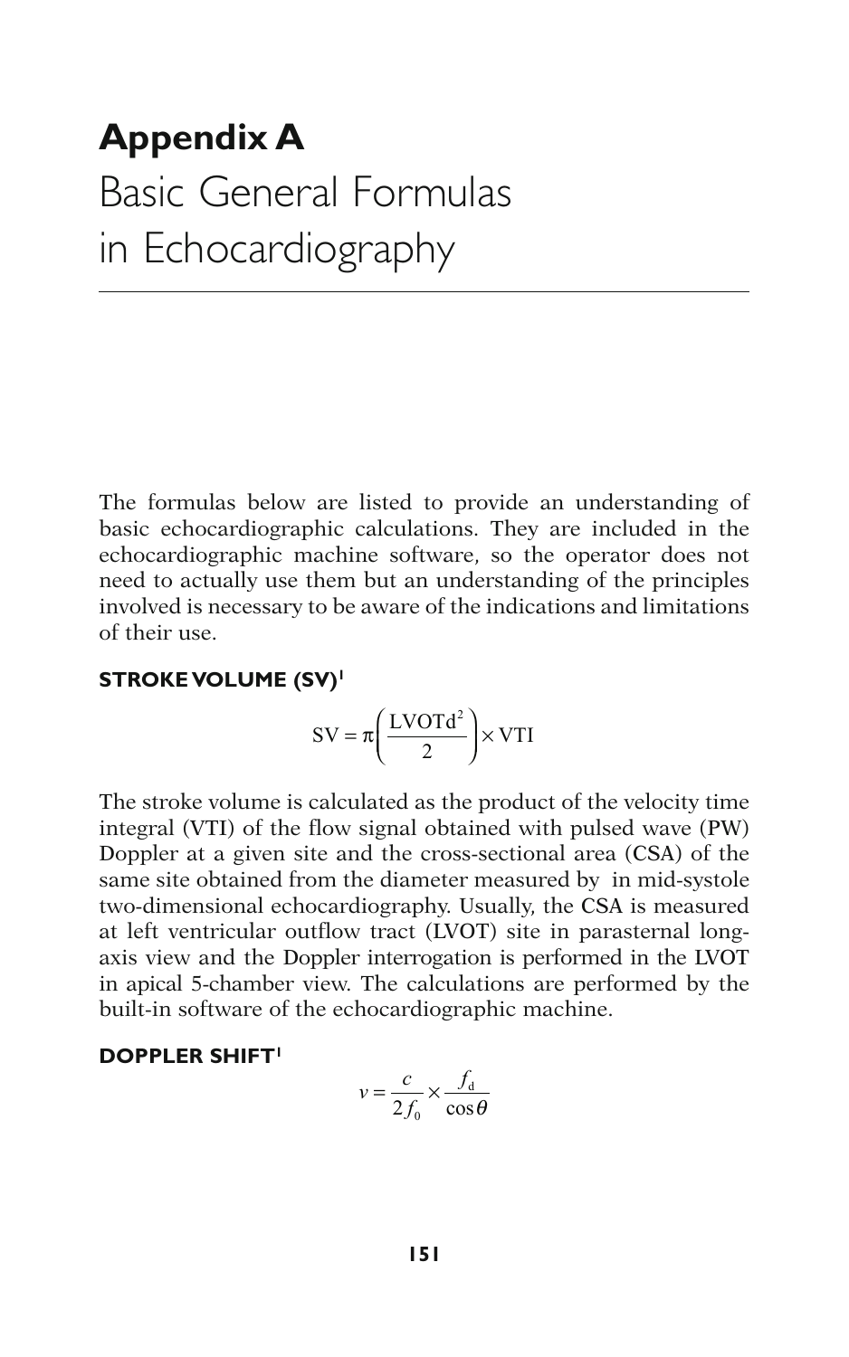# Appendix A
## Basic General Formulas in Echocardiography

The formulas below are listed to provide an understanding of basic echocardiographic calculations. They are included in the echocardiographic machine software, so the operator does not need to actually use them but an understanding of the principles involved is necessary to be aware of the indications and limitations of their use.

### STROKE VOLUME (SV)[1]

$$\mathrm{SV} = \pi\left(\frac{\mathrm{LVOTd}^2}{2}\right) \times \mathrm{VTI}$$

The stroke volume is calculated as the product of the velocity time integral (VTI) of the flow signal obtained with pulsed wave (PW) Doppler at a given site and the cross-sectional area (CSA) of the same site obtained from the diameter measured by  in mid-systole two-dimensional echocardiography. Usually, the CSA is measured at left ventricular outflow tract (LVOT) site in parasternal long-axis view and the Doppler interrogation is performed in the LVOT in apical 5-chamber view. The calculations are performed by the built-in software of the echocardiographic machine.

### DOPPLER SHIFT[1]

$$v = \frac{c}{2f_0} \times \frac{f_\mathrm{d}}{\cos\theta}$$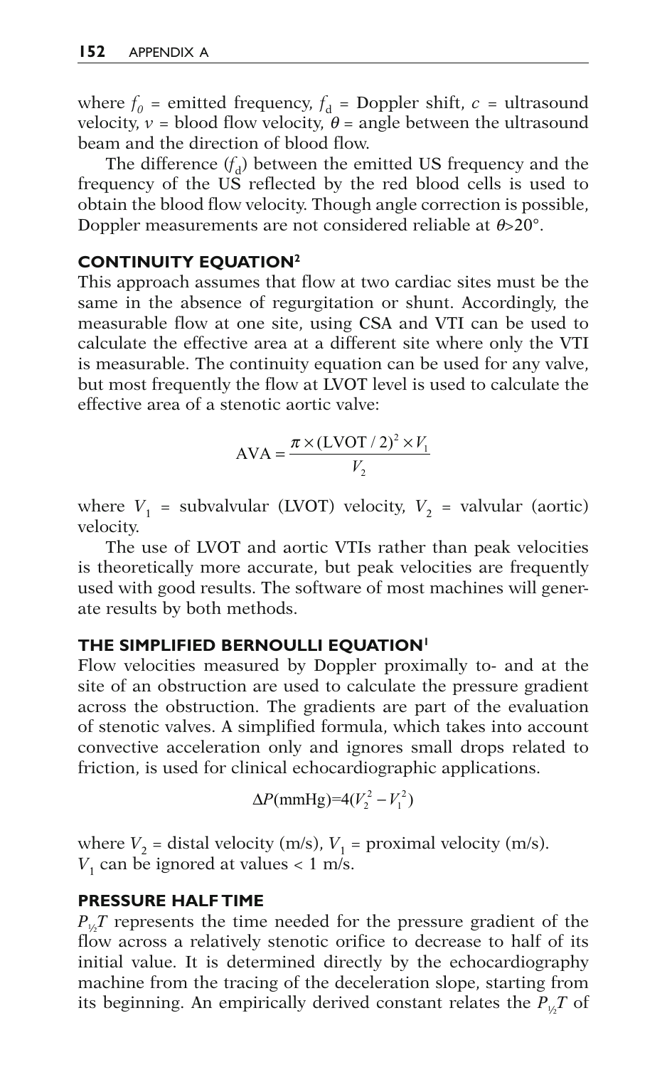where $f_0$ = emitted frequency, $f_d$ = Doppler shift, $c$ = ultrasound velocity, $v$ = blood flow velocity, $\theta$ = angle between the ultrasound beam and the direction of blood flow.

The difference ($f_d$) between the emitted US frequency and the frequency of the US reflected by the red blood cells is used to obtain the blood flow velocity. Though angle correction is possible, Doppler measurements are not considered reliable at $\theta$>20°.

### CONTINUITY EQUATION[2]

This approach assumes that flow at two cardiac sites must be the same in the absence of regurgitation or shunt. Accordingly, the measurable flow at one site, using CSA and VTI can be used to calculate the effective area at a different site where only the VTI is measurable. The continuity equation can be used for any valve, but most frequently the flow at LVOT level is used to calculate the effective area of a stenotic aortic valve:

$$\text{AVA} = \frac{\pi \times (\text{LVOT}/2)^2 \times V_1}{V_2}$$

where $V_1$ = subvalvular (LVOT) velocity, $V_2$ = valvular (aortic) velocity.

The use of LVOT and aortic VTIs rather than peak velocities is theoretically more accurate, but peak velocities are frequently used with good results. The software of most machines will generate results by both methods.

### THE SIMPLIFIED BERNOULLI EQUATION[1]

Flow velocities measured by Doppler proximally to- and at the site of an obstruction are used to calculate the pressure gradient across the obstruction. The gradients are part of the evaluation of stenotic valves. A simplified formula, which takes into account convective acceleration only and ignores small drops related to friction, is used for clinical echocardiographic applications.

$$\Delta P(\text{mmHg}) = 4(V_2^2 - V_1^2)$$

where $V_2$ = distal velocity (m/s), $V_1$ = proximal velocity (m/s). $V_1$ can be ignored at values < 1 m/s.

### PRESSURE HALF TIME

$P_{1/2}T$ represents the time needed for the pressure gradient of the flow across a relatively stenotic orifice to decrease to half of its initial value. It is determined directly by the echocardiography machine from the tracing of the deceleration slope, starting from its beginning. An empirically derived constant relates the $P_{1/2}T$ of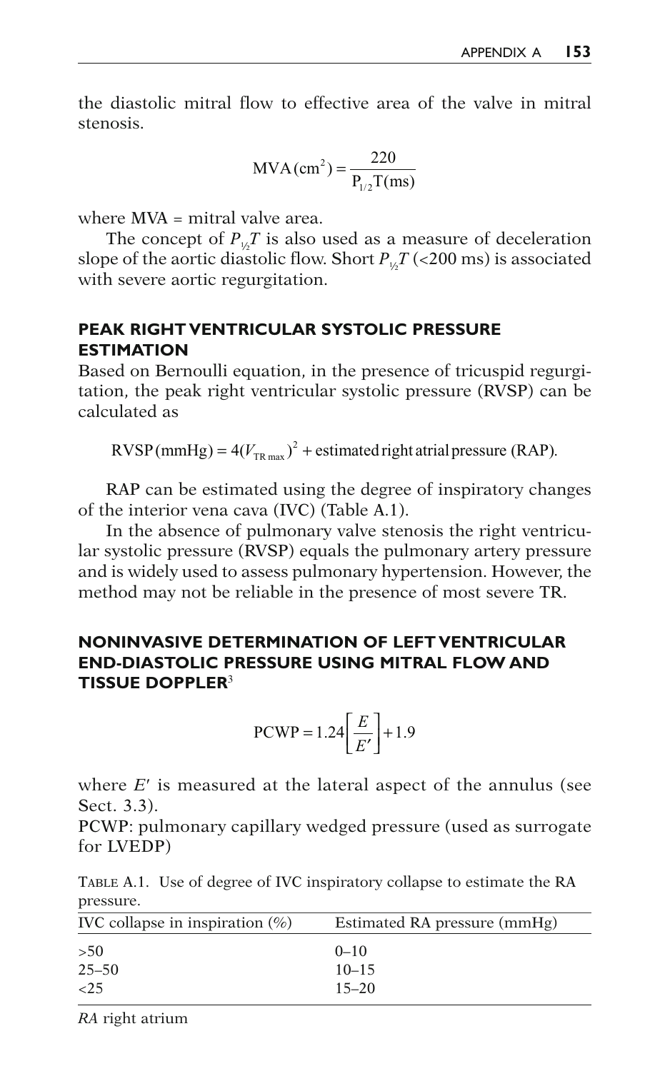the diastolic mitral flow to effective area of the valve in mitral stenosis.

$$\text{MVA}(\text{cm}^2) = \frac{220}{\text{P}_{1/2}\text{T(ms)}}$$

where MVA = mitral valve area.

The concept of $P_{½}T$ is also used as a measure of deceleration slope of the aortic diastolic flow. Short $P_{½}T$ (<200 ms) is associated with severe aortic regurgitation.

## PEAK RIGHT VENTRICULAR SYSTOLIC PRESSURE ESTIMATION

Based on Bernoulli equation, in the presence of tricuspid regurgitation, the peak right ventricular systolic pressure (RVSP) can be calculated as

$$\text{RVSP (mmHg)} = 4(V_{\text{TR max}})^2 + \text{estimated right atrial pressure (RAP).}$$

RAP can be estimated using the degree of inspiratory changes of the interior vena cava (IVC) (Table A.1).

In the absence of pulmonary valve stenosis the right ventricular systolic pressure (RVSP) equals the pulmonary artery pressure and is widely used to assess pulmonary hypertension. However, the method may not be reliable in the presence of most severe TR.

## NONINVASIVE DETERMINATION OF LEFT VENTRICULAR END-DIASTOLIC PRESSURE USING MITRAL FLOW AND TISSUE DOPPLER[3]

$$\text{PCWP} = 1.24\left[\frac{E}{E'}\right] + 1.9$$

where $E'$ is measured at the lateral aspect of the annulus (see Sect. 3.3).

PCWP: pulmonary capillary wedged pressure (used as surrogate for LVEDP)

TABLE A.1. Use of degree of IVC inspiratory collapse to estimate the RA pressure.

| IVC collapse in inspiration (%) | Estimated RA pressure (mmHg) |
| --- | --- |
| >50 | 0–10 |
| 25–50 | 10–15 |
| <25 | 15–20 |

*RA* right atrium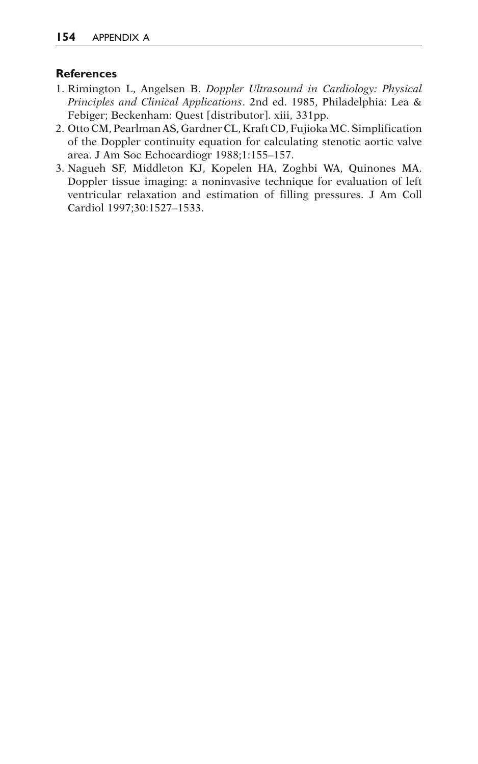### References

1. Rimington L, Angelsen B. *Doppler Ultrasound in Cardiology: Physical Principles and Clinical Applications*. 2nd ed. 1985, Philadelphia: Lea & Febiger; Beckenham: Quest [distributor]. xiii, 331pp.
2. Otto CM, Pearlman AS, Gardner CL, Kraft CD, Fujioka MC. Simplification of the Doppler continuity equation for calculating stenotic aortic valve area. J Am Soc Echocardiogr 1988;1:155–157.
3. Nagueh SF, Middleton KJ, Kopelen HA, Zoghbi WA, Quinones MA. Doppler tissue imaging: a noninvasive technique for evaluation of left ventricular relaxation and estimation of filling pressures. J Am Coll Cardiol 1997;30:1527–1533.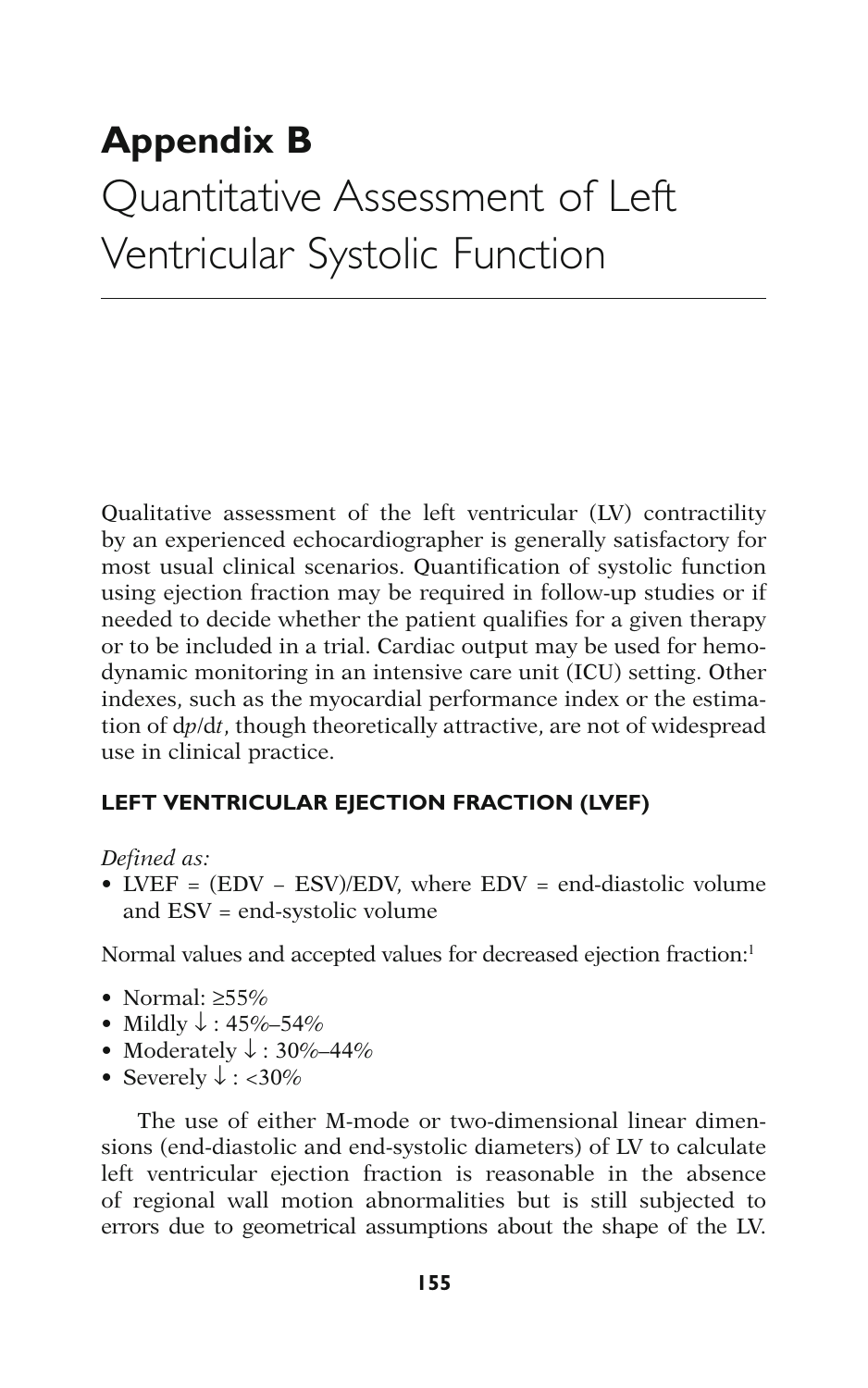# Appendix B
# Quantitative Assessment of Left Ventricular Systolic Function

Qualitative assessment of the left ventricular (LV) contractility by an experienced echocardiographer is generally satisfactory for most usual clinical scenarios. Quantification of systolic function using ejection fraction may be required in follow-up studies or if needed to decide whether the patient qualifies for a given therapy or to be included in a trial. Cardiac output may be used for hemodynamic monitoring in an intensive care unit (ICU) setting. Other indexes, such as the myocardial performance index or the estimation of d*p*/d*t*, though theoretically attractive, are not of widespread use in clinical practice.

### LEFT VENTRICULAR EJECTION FRACTION (LVEF)

*Defined as:*

- LVEF = (EDV – ESV)/EDV, where EDV = end-diastolic volume and ESV = end-systolic volume

Normal values and accepted values for decreased ejection fraction:[1]

- Normal: ≥55%
- Mildly ↓ : 45%–54%
- Moderately ↓ : 30%–44%
- Severely ↓ : <30%

The use of either M-mode or two-dimensional linear dimensions (end-diastolic and end-systolic diameters) of LV to calculate left ventricular ejection fraction is reasonable in the absence of regional wall motion abnormalities but is still subjected to errors due to geometrical assumptions about the shape of the LV.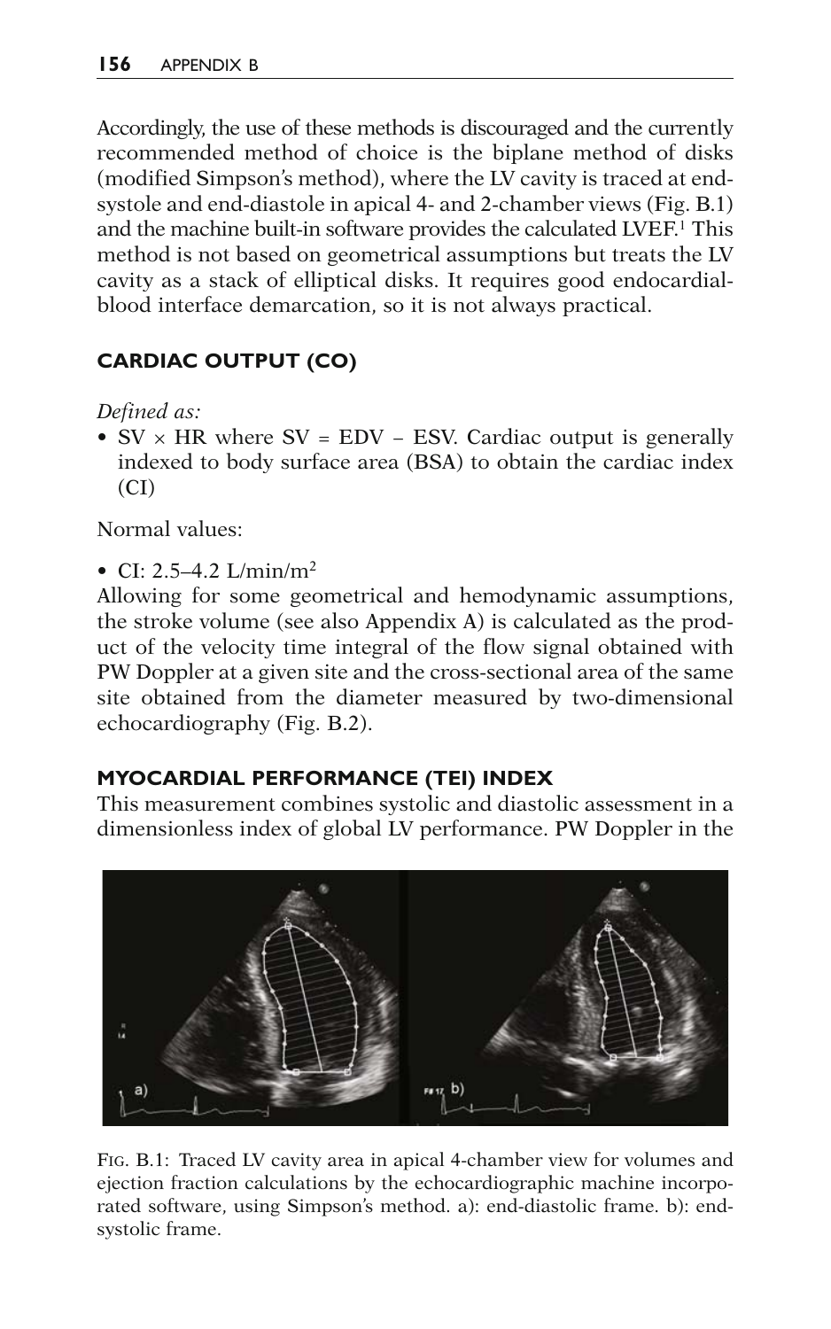Accordingly, the use of these methods is discouraged and the currently recommended method of choice is the biplane method of disks (modified Simpson's method), where the LV cavity is traced at end-systole and end-diastole in apical 4- and 2-chamber views (Fig. B.1) and the machine built-in software provides the calculated LVEF.[1] This method is not based on geometrical assumptions but treats the LV cavity as a stack of elliptical disks. It requires good endocardial-blood interface demarcation, so it is not always practical.

## CARDIAC OUTPUT (CO)

*Defined as:*

- SV × HR where SV = EDV – ESV. Cardiac output is generally indexed to body surface area (BSA) to obtain the cardiac index (CI)

Normal values:

- CI: 2.5–4.2 L/min/$m^2$

Allowing for some geometrical and hemodynamic assumptions, the stroke volume (see also Appendix A) is calculated as the product of the velocity time integral of the flow signal obtained with PW Doppler at a given site and the cross-sectional area of the same site obtained from the diameter measured by two-dimensional echocardiography (Fig. B.2).

## MYOCARDIAL PERFORMANCE (TEI) INDEX

This measurement combines systolic and diastolic assessment in a dimensionless index of global LV performance. PW Doppler in the

Fig. B.1: Traced LV cavity area in apical 4-chamber view for volumes and ejection fraction calculations by the echocardiographic machine incorporated software, using Simpson's method. a): end-diastolic frame. b): end-systolic frame.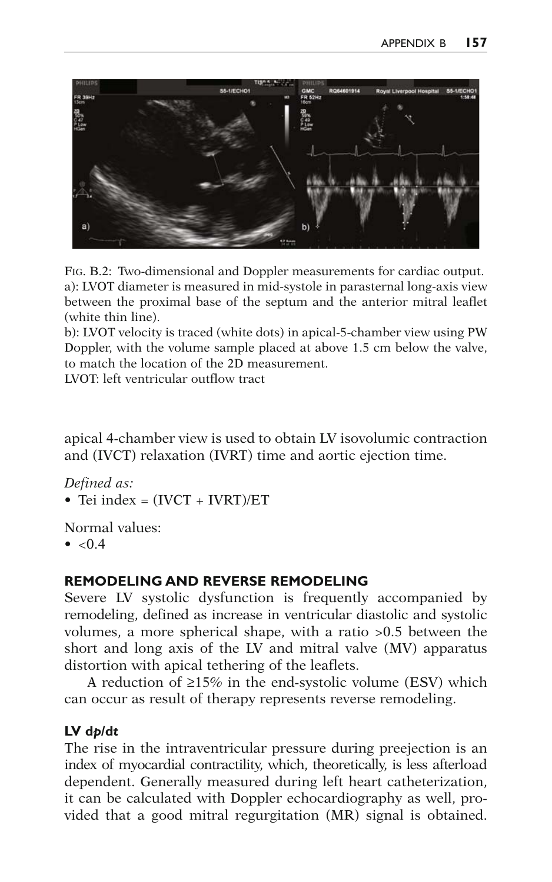FIG. B.2: Two-dimensional and Doppler measurements for cardiac output.
a): LVOT diameter is measured in mid-systole in parasternal long-axis view between the proximal base of the septum and the anterior mitral leaflet (white thin line).
b): LVOT velocity is traced (white dots) in apical-5-chamber view using PW Doppler, with the volume sample placed at above 1.5 cm below the valve, to match the location of the 2D measurement.
LVOT: left ventricular outflow tract

apical 4-chamber view is used to obtain LV isovolumic contraction and (IVCT) relaxation (IVRT) time and aortic ejection time.

*Defined as:*

- Tei index = (IVCT + IVRT)/ET

Normal values:

- <0.4

### REMODELING AND REVERSE REMODELING

Severe LV systolic dysfunction is frequently accompanied by remodeling, defined as increase in ventricular diastolic and systolic volumes, a more spherical shape, with a ratio >0.5 between the short and long axis of the LV and mitral valve (MV) apparatus distortion with apical tethering of the leaflets.

A reduction of ≥15% in the end-systolic volume (ESV) which can occur as result of therapy represents reverse remodeling.

### LV d*p*/d*t*

The rise in the intraventricular pressure during preejection is an index of myocardial contractility, which, theoretically, is less afterload dependent. Generally measured during left heart catheterization, it can be calculated with Doppler echocardiography as well, provided that a good mitral regurgitation (MR) signal is obtained.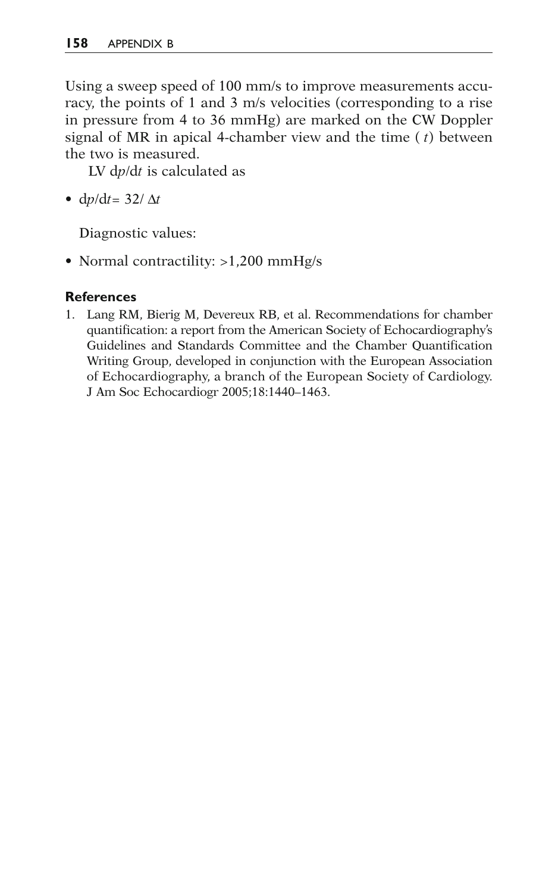Using a sweep speed of 100 mm/s to improve measurements accuracy, the points of 1 and 3 m/s velocities (corresponding to a rise in pressure from 4 to 36 mmHg) are marked on the CW Doppler signal of MR in apical 4-chamber view and the time ( $t$) between the two is measured.

LV d$p$/d$t$ is calculated as

- $dp/dt = 32/\Delta t$

Diagnostic values:

- Normal contractility: >1,200 mmHg/s

### References

1. Lang RM, Bierig M, Devereux RB, et al. Recommendations for chamber quantification: a report from the American Society of Echocardiography's Guidelines and Standards Committee and the Chamber Quantification Writing Group, developed in conjunction with the European Association of Echocardiography, a branch of the European Society of Cardiology. J Am Soc Echocardiogr 2005;18:1440–1463.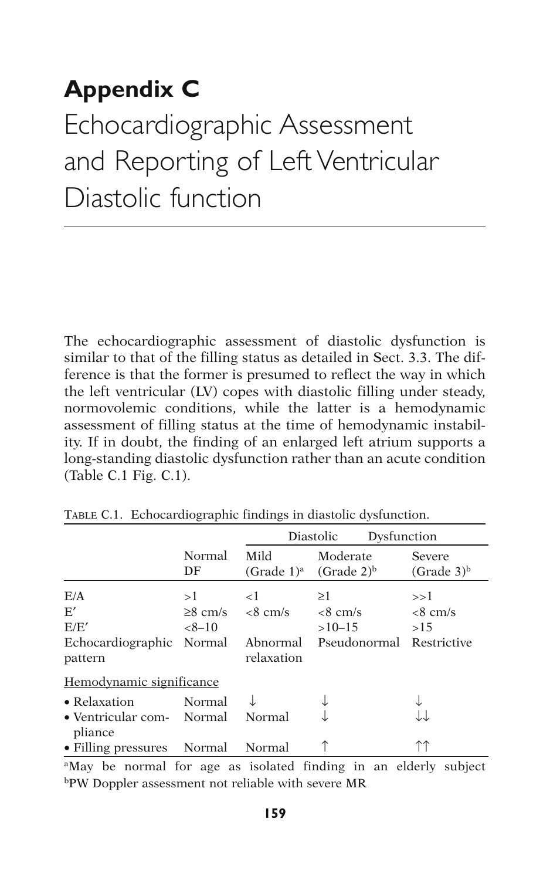# Appendix C

## Echocardiographic Assessment and Reporting of Left Ventricular Diastolic function

The echocardiographic assessment of diastolic dysfunction is similar to that of the filling status as detailed in Sect. 3.3. The difference is that the former is presumed to reflect the way in which the left ventricular (LV) copes with diastolic filling under steady, normovolemic conditions, while the latter is a hemodynamic assessment of filling status at the time of hemodynamic instability. If in doubt, the finding of an enlarged left atrium supports a long-standing diastolic dysfunction rather than an acute condition (Table C.1 Fig. C.1).

Table C.1. Echocardiographic findings in diastolic dysfunction.

| | | Diastolic Dysfunction | | |
|---|---|---|---|---|
| | Normal DF | Mild (Grade 1)[a] | Moderate (Grade 2)[b] | Severe (Grade 3)[b] |
| E/A | >1 | <1 | ≥1 | >>1 |
| E′ | ≥8 cm/s | <8 cm/s | <8 cm/s | <8 cm/s |
| E/E′ | <8–10 | | >10–15 | >15 |
| Echocardiographic pattern | Normal | Abnormal relaxation | Pseudonormal | Restrictive |
| Hemodynamic significance | | | | |
| • Relaxation | Normal | ↓ | ↓ | ↓ |
| • Ventricular compliance | Normal | Normal | ↓ | ↓↓ |
| • Filling pressures | Normal | Normal | ↑ | ↑↑ |

[a]May be normal for age as isolated finding in an elderly subject
[b]PW Doppler assessment not reliable with severe MR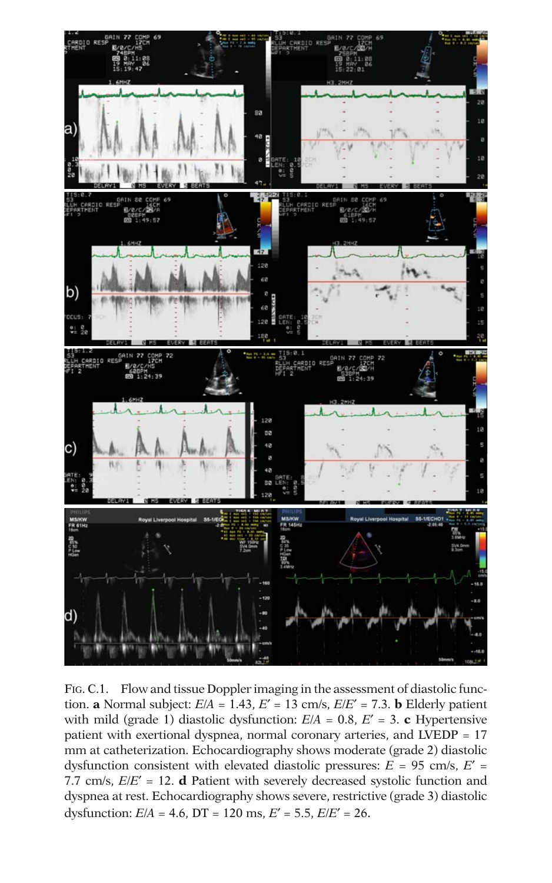Fig. C.1. Flow and tissue Doppler imaging in the assessment of diastolic function. **a** Normal subject: $E/A = 1.43$, $E' = 13$ cm/s, $E/E' = 7.3$. **b** Elderly patient with mild (grade 1) diastolic dysfunction: $E/A = 0.8$, $E' = 3$. **c** Hypertensive patient with exertional dyspnea, normal coronary arteries, and LVEDP = 17 mm at catheterization. Echocardiography shows moderate (grade 2) diastolic dysfunction consistent with elevated diastolic pressures: $E = 95$ cm/s, $E' = 7.7$ cm/s, $E/E' = 12$. **d** Patient with severely decreased systolic function and dyspnea at rest. Echocardiography shows severe, restrictive (grade 3) diastolic dysfunction: $E/A = 4.6$, DT = 120 ms, $E' = 5.5$, $E/E' = 26$.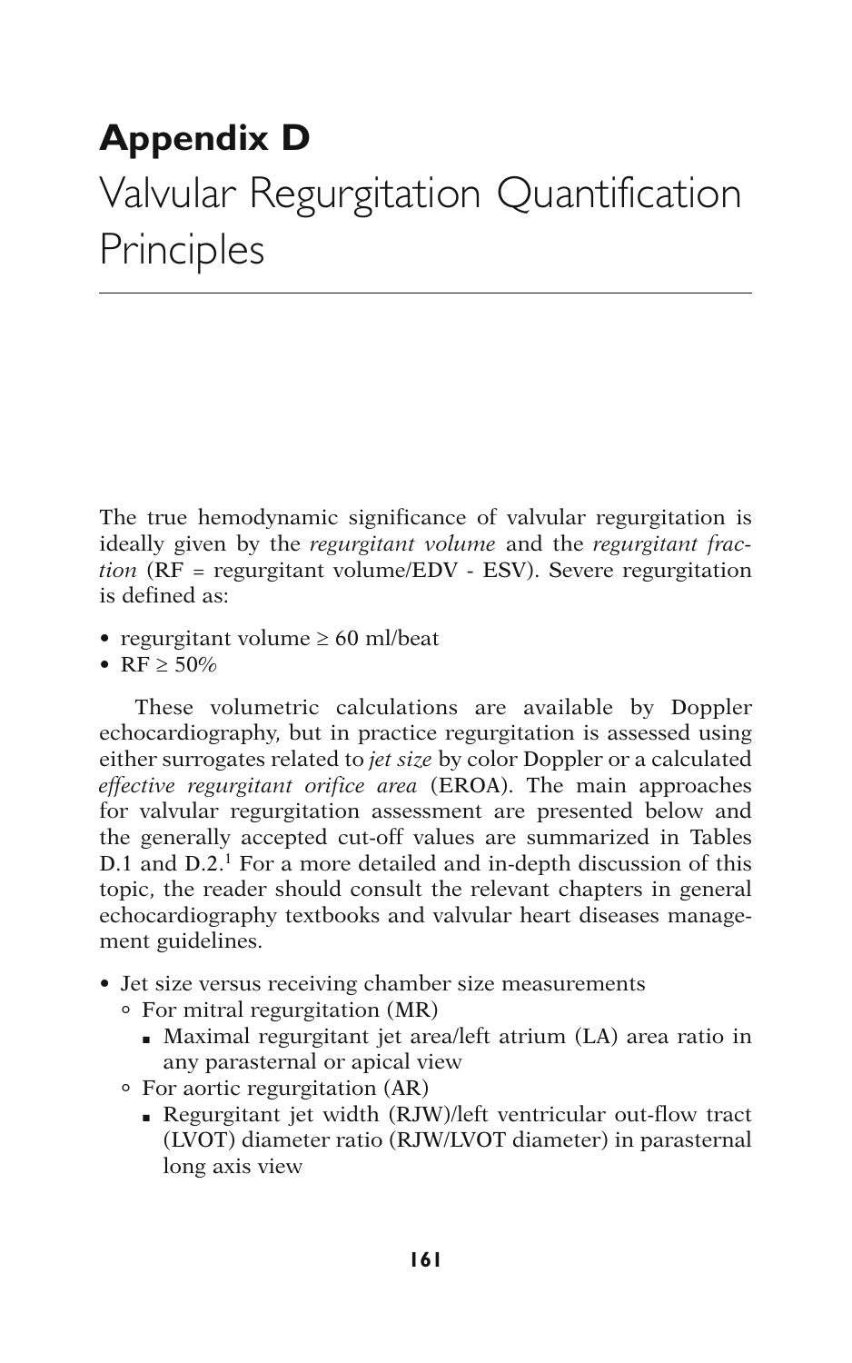# Appendix D

# Valvular Regurgitation Quantification Principles

The true hemodynamic significance of valvular regurgitation is ideally given by the *regurgitant volume* and the *regurgitant fraction* (RF = regurgitant volume/EDV - ESV). Severe regurgitation is defined as:

- regurgitant volume ≥ 60 ml/beat
- RF ≥ 50%

These volumetric calculations are available by Doppler echocardiography, but in practice regurgitation is assessed using either surrogates related to *jet size* by color Doppler or a calculated *effective regurgitant orifice area* (EROA). The main approaches for valvular regurgitation assessment are presented below and the generally accepted cut-off values are summarized in Tables D.1 and D.2.[1] For a more detailed and in-depth discussion of this topic, the reader should consult the relevant chapters in general echocardiography textbooks and valvular heart diseases management guidelines.

- Jet size versus receiving chamber size measurements
  - For mitral regurgitation (MR)
    - Maximal regurgitant jet area/left atrium (LA) area ratio in any parasternal or apical view
  - For aortic regurgitation (AR)
    - Regurgitant jet width (RJW)/left ventricular out-flow tract (LVOT) diameter ratio (RJW/LVOT diameter) in parasternal long axis view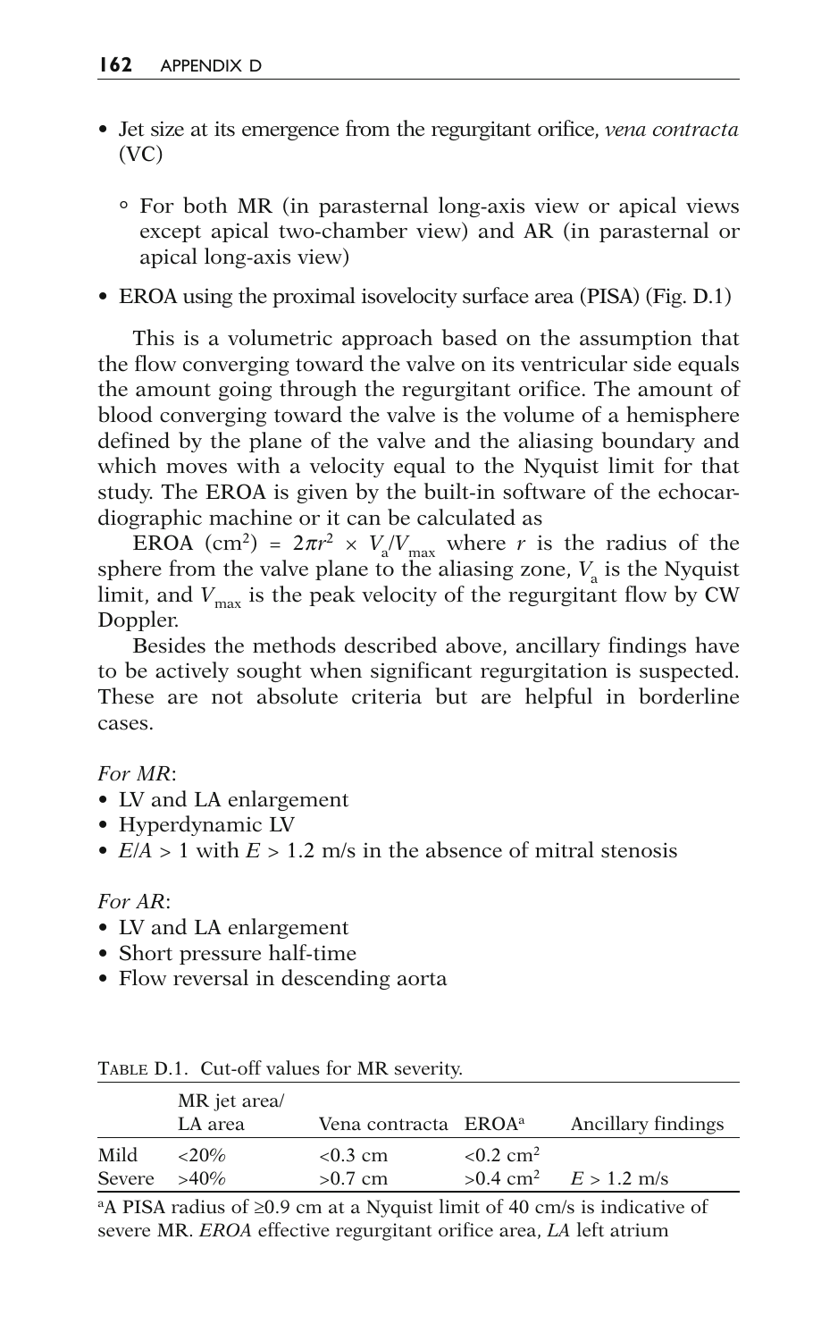- Jet size at its emergence from the regurgitant orifice, *vena contracta* (VC)
  - For both MR (in parasternal long-axis view or apical views except apical two-chamber view) and AR (in parasternal or apical long-axis view)
- EROA using the proximal isovelocity surface area (PISA) (Fig. D.1)

This is a volumetric approach based on the assumption that the flow converging toward the valve on its ventricular side equals the amount going through the regurgitant orifice. The amount of blood converging toward the valve is the volume of a hemisphere defined by the plane of the valve and the aliasing boundary and which moves with a velocity equal to the Nyquist limit for that study. The EROA is given by the built-in software of the echocardiographic machine or it can be calculated as

EROA ($cm^2$) = $2\pi r^2 \times V_a/V_{max}$ where $r$ is the radius of the sphere from the valve plane to the aliasing zone, $V_a$ is the Nyquist limit, and $V_{max}$ is the peak velocity of the regurgitant flow by CW Doppler.

Besides the methods described above, ancillary findings have to be actively sought when significant regurgitation is suspected. These are not absolute criteria but are helpful in borderline cases.

*For MR*:
- LV and LA enlargement
- Hyperdynamic LV
- $E/A > 1$ with $E > 1.2$ m/s in the absence of mitral stenosis

*For AR*:
- LV and LA enlargement
- Short pressure half-time
- Flow reversal in descending aorta

Table D.1. Cut-off values for MR severity.

| | MR jet area/ LA area | Vena contracta | EROA[a] | Ancillary findings |
|---|---|---|---|---|
| Mild | <20% | <0.3 cm | <0.2 $cm^2$ | |
| Severe | >40% | >0.7 cm | >0.4 $cm^2$ | $E > 1.2$ m/s |

[a]A PISA radius of ≥0.9 cm at a Nyquist limit of 40 cm/s is indicative of severe MR. *EROA* effective regurgitant orifice area, *LA* left atrium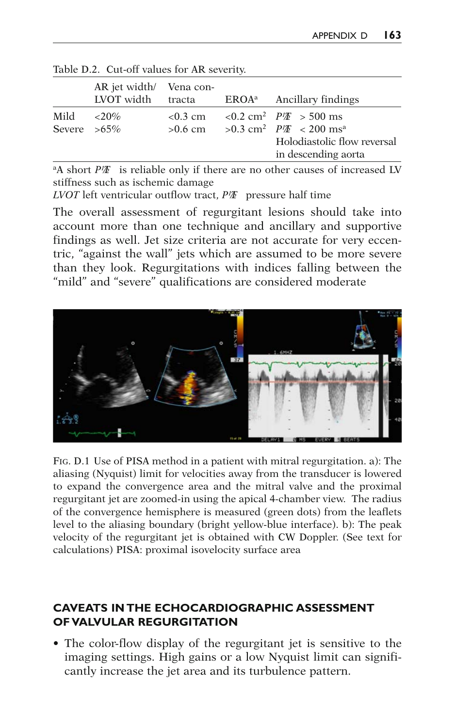Table D.2. Cut-off values for AR severity.

| | AR jet width/ LVOT width | Vena contracta | EROA[a] | Ancillary findings |
|---|---|---|---|---|
| Mild | <20% | <0.3 cm | <0.2 cm$^2$ | $P_{1/2T}$ > 500 ms |
| Severe | >65% | >0.6 cm | >0.3 cm$^2$ | $P_{1/2T}$ < 200 ms[a]<br>Holodiastolic flow reversal in descending aorta |

[a]A short $P_{1/2T}$ is reliable only if there are no other causes of increased LV stiffness such as ischemic damage
*LVOT* left ventricular outflow tract, $P_{1/2T}$ pressure half time

The overall assessment of regurgitant lesions should take into account more than one technique and ancillary and supportive findings as well. Jet size criteria are not accurate for very eccentric, "against the wall" jets which are assumed to be more severe than they look. Regurgitations with indices falling between the "mild" and "severe" qualifications are considered moderate

FIG. D.1 Use of PISA method in a patient with mitral regurgitation. a): The aliasing (Nyquist) limit for velocities away from the transducer is lowered to expand the convergence area and the mitral valve and the proximal regurgitant jet are zoomed-in using the apical 4-chamber view. The radius of the convergence hemisphere is measured (green dots) from the leaflets level to the aliasing boundary (bright yellow-blue interface). b): The peak velocity of the regurgitant jet is obtained with CW Doppler. (See text for calculations) PISA: proximal isovelocity surface area

## CAVEATS IN THE ECHOCARDIOGRAPHIC ASSESSMENT OF VALVULAR REGURGITATION

- The color-flow display of the regurgitant jet is sensitive to the imaging settings. High gains or a low Nyquist limit can significantly increase the jet area and its turbulence pattern.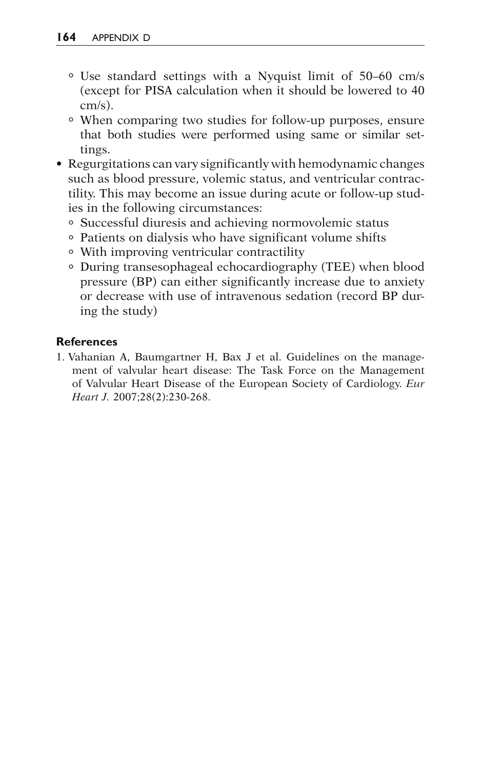- Use standard settings with a Nyquist limit of 50–60 cm/s (except for PISA calculation when it should be lowered to 40 cm/s).
  - When comparing two studies for follow-up purposes, ensure that both studies were performed using same or similar settings.
- Regurgitations can vary significantly with hemodynamic changes such as blood pressure, volemic status, and ventricular contractility. This may become an issue during acute or follow-up studies in the following circumstances:
  - Successful diuresis and achieving normovolemic status
  - Patients on dialysis who have significant volume shifts
  - With improving ventricular contractility
  - During transesophageal echocardiography (TEE) when blood pressure (BP) can either significantly increase due to anxiety or decrease with use of intravenous sedation (record BP during the study)

#### References

1. Vahanian A, Baumgartner H, Bax J et al. Guidelines on the management of valvular heart disease: The Task Force on the Management of Valvular Heart Disease of the European Society of Cardiology. *Eur Heart J.* 2007;28(2):230-268.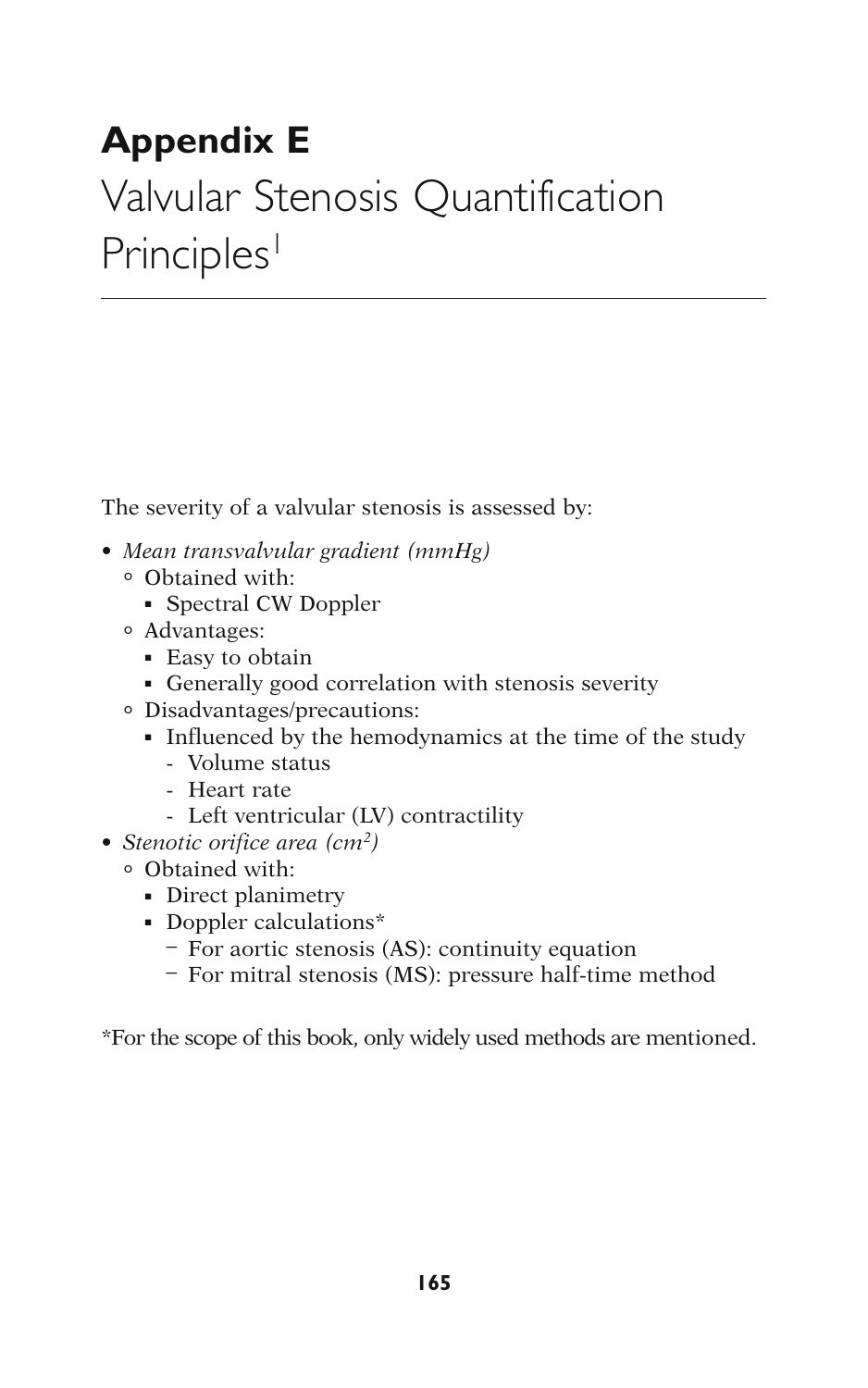# Appendix E

## Valvular Stenosis Quantification Principles[1]

The severity of a valvular stenosis is assessed by:

- *Mean transvalvular gradient (mmHg)*
  - Obtained with:
    - Spectral CW Doppler
  - Advantages:
    - Easy to obtain
    - Generally good correlation with stenosis severity
  - Disadvantages/precautions:
    - Influenced by the hemodynamics at the time of the study
      - Volume status
      - Heart rate
      - Left ventricular (LV) contractility
- *Stenotic orifice area ($cm^2$)*
  - Obtained with:
    - Direct planimetry
    - Doppler calculations*
      - For aortic stenosis (AS): continuity equation
      - For mitral stenosis (MS): pressure half-time method

*For the scope of this book, only widely used methods are mentioned.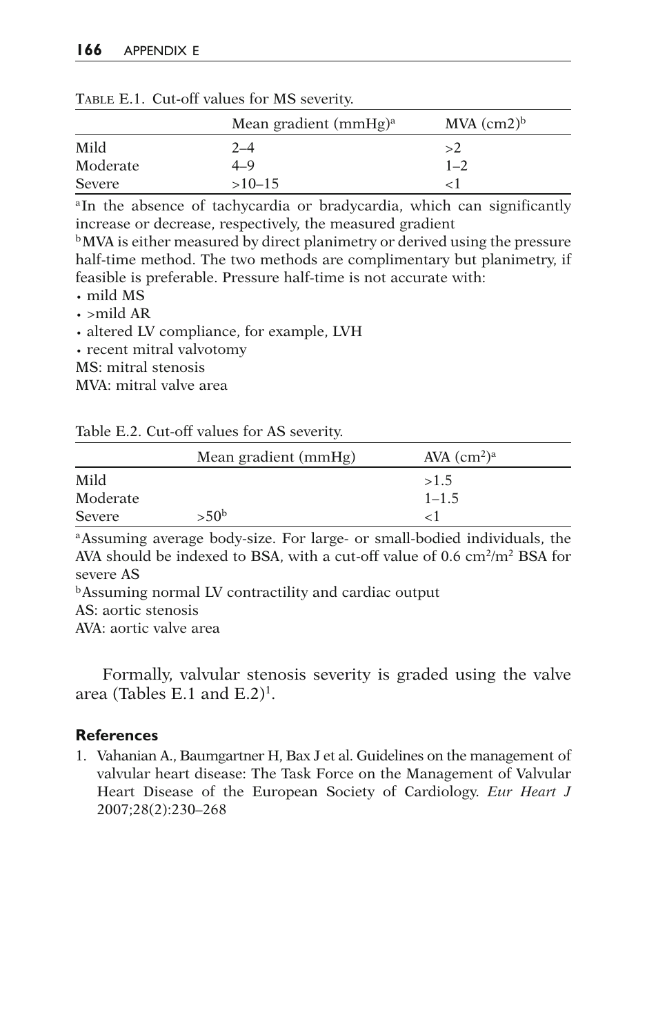Table E.1. Cut-off values for MS severity.

| | Mean gradient (mmHg)[a] | MVA (cm2)[b] |
|---|---|---|
| Mild | 2–4 | >2 |
| Moderate | 4–9 | 1–2 |
| Severe | >10–15 | <1 |

[a]In the absence of tachycardia or bradycardia, which can significantly increase or decrease, respectively, the measured gradient

[b]MVA is either measured by direct planimetry or derived using the pressure half-time method. The two methods are complimentary but planimetry, if feasible is preferable. Pressure half-time is not accurate with:

- mild MS
- >mild AR
- altered LV compliance, for example, LVH
- recent mitral valvotomy

MS: mitral stenosis

MVA: mitral valve area

Table E.2. Cut-off values for AS severity.

| | Mean gradient (mmHg) | AVA ($cm^2$)[a] |
|---|---|---|
| Mild | | >1.5 |
| Moderate | | 1–1.5 |
| Severe | >50[b] | <1 |

[a]Assuming average body-size. For large- or small-bodied individuals, the AVA should be indexed to BSA, with a cut-off value of 0.6 $cm^2/m^2$ BSA for severe AS

[b]Assuming normal LV contractility and cardiac output

AS: aortic stenosis

AVA: aortic valve area

Formally, valvular stenosis severity is graded using the valve area (Tables E.1 and E.2)[1].

## References

1. Vahanian A., Baumgartner H, Bax J et al. Guidelines on the management of valvular heart disease: The Task Force on the Management of Valvular Heart Disease of the European Society of Cardiology. *Eur Heart J* 2007;28(2):230–268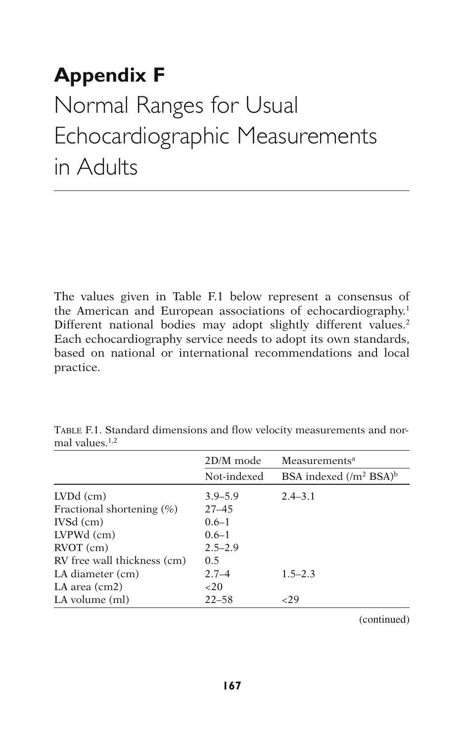# Appendix F
## Normal Ranges for Usual Echocardiographic Measurements in Adults

The values given in Table F.1 below represent a consensus of the American and European associations of echocardiography.[1] Different national bodies may adopt slightly different values.[2] Each echocardiography service needs to adopt its own standards, based on national or international recommendations and local practice.

TABLE F.1. Standard dimensions and flow velocity measurements and normal values.[1,2]

| | 2D/M mode | Measurements[a] |
|---|---|---|
| | Not-indexed | BSA indexed (/$m^2$ BSA)[b] |
| LVDd (cm) | 3.9–5.9 | 2.4–3.1 |
| Fractional shortening (%) | 27–45 | |
| IVSd (cm) | 0.6–1 | |
| LVPWd (cm) | 0.6–1 | |
| RVOT (cm) | 2.5–2.9 | |
| RV free wall thickness (cm) | 0.5 | |
| LA diameter (cm) | 2.7–4 | 1.5–2.3 |
| LA area (cm2) | <20 | |
| LA volume (ml) | 22–58 | <29 |

(continued)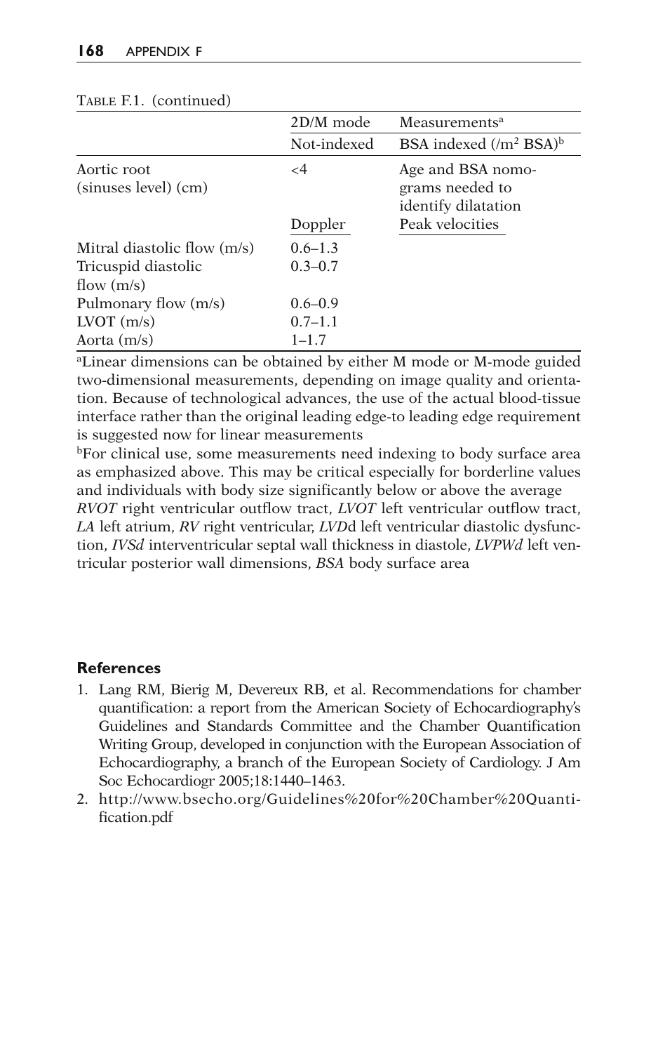Table F.1. (continued)

| | 2D/M mode | Measurements[a] |
|---|---|---|
| | Not-indexed | BSA indexed (/$m^2$ BSA)[b] |
| Aortic root (sinuses level) (cm) | <4 | Age and BSA nomograms needed to identify dilatation |
| | Doppler | Peak velocities |
| Mitral diastolic flow (m/s) | 0.6–1.3 | |
| Tricuspid diastolic flow (m/s) | 0.3–0.7 | |
| Pulmonary flow (m/s) | 0.6–0.9 | |
| LVOT (m/s) | 0.7–1.1 | |
| Aorta (m/s) | 1–1.7 | |

[a]Linear dimensions can be obtained by either M mode or M-mode guided two-dimensional measurements, depending on image quality and orientation. Because of technological advances, the use of the actual blood-tissue interface rather than the original leading edge-to leading edge requirement is suggested now for linear measurements

[b]For clinical use, some measurements need indexing to body surface area as emphasized above. This may be critical especially for borderline values and individuals with body size significantly below or above the average

*RVOT* right ventricular outflow tract, *LVOT* left ventricular outflow tract, *LA* left atrium, *RV* right ventricular, *LVD*d left ventricular diastolic dysfunction, *IVSd* interventricular septal wall thickness in diastole, *LVPWd* left ventricular posterior wall dimensions, *BSA* body surface area

## References

1. Lang RM, Bierig M, Devereux RB, et al. Recommendations for chamber quantification: a report from the American Society of Echocardiography's Guidelines and Standards Committee and the Chamber Quantification Writing Group, developed in conjunction with the European Association of Echocardiography, a branch of the European Society of Cardiology. J Am Soc Echocardiogr 2005;18:1440–1463.
2. http://www.bsecho.org/Guidelines%20for%20Chamber%20Quantification.pdf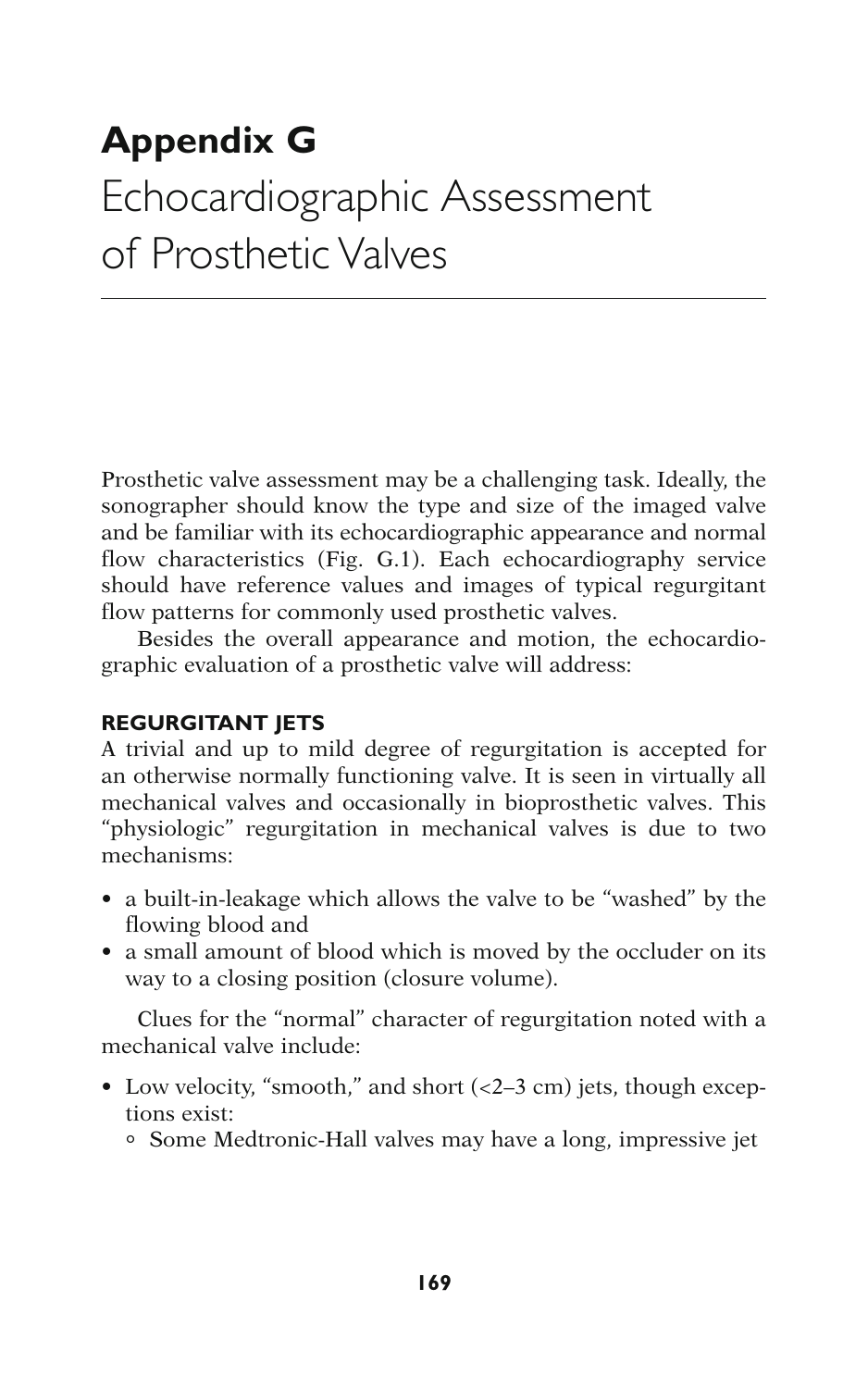# Appendix G
## Echocardiographic Assessment of Prosthetic Valves

Prosthetic valve assessment may be a challenging task. Ideally, the sonographer should know the type and size of the imaged valve and be familiar with its echocardiographic appearance and normal flow characteristics (Fig. G.1). Each echocardiography service should have reference values and images of typical regurgitant flow patterns for commonly used prosthetic valves.

Besides the overall appearance and motion, the echocardiographic evaluation of a prosthetic valve will address:

### REGURGITANT JETS

A trivial and up to mild degree of regurgitation is accepted for an otherwise normally functioning valve. It is seen in virtually all mechanical valves and occasionally in bioprosthetic valves. This "physiologic" regurgitation in mechanical valves is due to two mechanisms:

- a built-in-leakage which allows the valve to be "washed" by the flowing blood and
- a small amount of blood which is moved by the occluder on its way to a closing position (closure volume).

Clues for the "normal" character of regurgitation noted with a mechanical valve include:

- Low velocity, "smooth," and short (<2–3 cm) jets, though exceptions exist:
  - Some Medtronic-Hall valves may have a long, impressive jet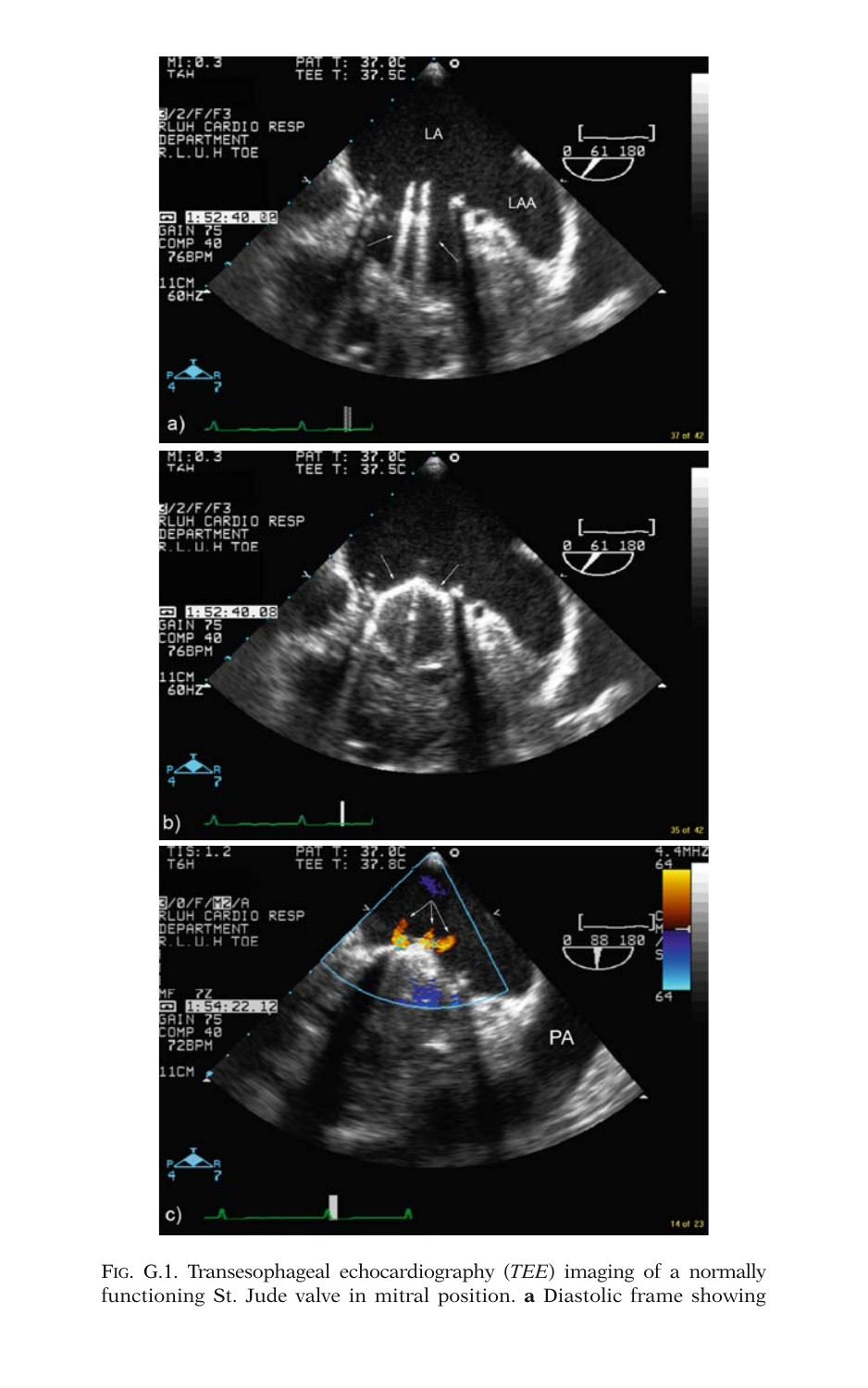FIG. G.1. Transesophageal echocardiography (*TEE*) imaging of a normally functioning St. Jude valve in mitral position. **a** Diastolic frame showing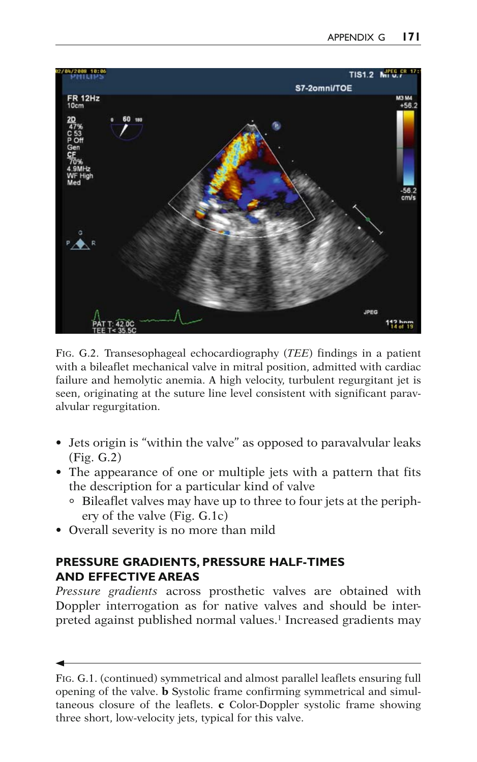Fig. G.2. Transesophageal echocardiography (*TEE*) findings in a patient with a bileaflet mechanical valve in mitral position, admitted with cardiac failure and hemolytic anemia. A high velocity, turbulent regurgitant jet is seen, originating at the suture line level consistent with significant paravalvular regurgitation.

- Jets origin is "within the valve" as opposed to paravalvular leaks (Fig. G.2)
- The appearance of one or multiple jets with a pattern that fits the description for a particular kind of valve
  - Bileaflet valves may have up to three to four jets at the periphery of the valve (Fig. G.1c)
- Overall severity is no more than mild

## PRESSURE GRADIENTS, PRESSURE HALF-TIMES AND EFFECTIVE AREAS

*Pressure gradients* across prosthetic valves are obtained with Doppler interrogation as for native valves and should be interpreted against published normal values.[1] Increased gradients may

Fig. G.1. (continued) symmetrical and almost parallel leaflets ensuring full opening of the valve. **b** Systolic frame confirming symmetrical and simultaneous closure of the leaflets. **c** Color-Doppler systolic frame showing three short, low-velocity jets, typical for this valve.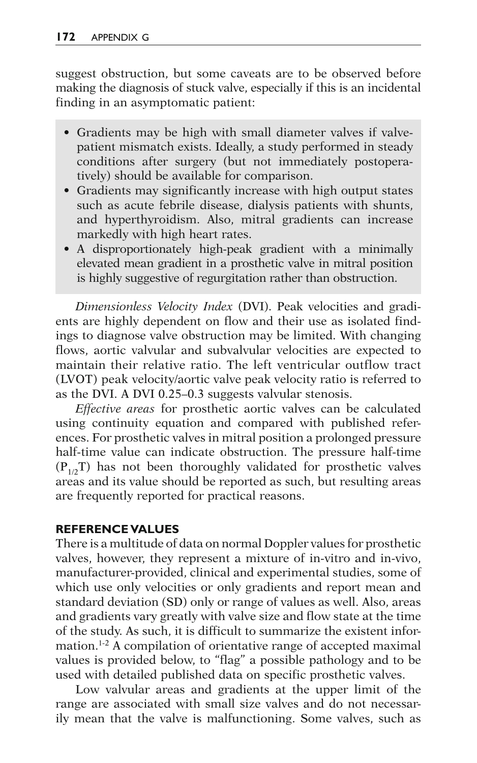suggest obstruction, but some caveats are to be observed before making the diagnosis of stuck valve, especially if this is an incidental finding in an asymptomatic patient:

- Gradients may be high with small diameter valves if valve-patient mismatch exists. Ideally, a study performed in steady conditions after surgery (but not immediately postoperatively) should be available for comparison.
- Gradients may significantly increase with high output states such as acute febrile disease, dialysis patients with shunts, and hyperthyroidism. Also, mitral gradients can increase markedly with high heart rates.
- A disproportionately high-peak gradient with a minimally elevated mean gradient in a prosthetic valve in mitral position is highly suggestive of regurgitation rather than obstruction.

*Dimensionless Velocity Index* (DVI). Peak velocities and gradients are highly dependent on flow and their use as isolated findings to diagnose valve obstruction may be limited. With changing flows, aortic valvular and subvalvular velocities are expected to maintain their relative ratio. The left ventricular outflow tract (LVOT) peak velocity/aortic valve peak velocity ratio is referred to as the DVI. A DVI 0.25–0.3 suggests valvular stenosis.

*Effective areas* for prosthetic aortic valves can be calculated using continuity equation and compared with published references. For prosthetic valves in mitral position a prolonged pressure half-time value can indicate obstruction. The pressure half-time ($P_{1/2}T$) has not been thoroughly validated for prosthetic valves areas and its value should be reported as such, but resulting areas are frequently reported for practical reasons.

## REFERENCE VALUES

There is a multitude of data on normal Doppler values for prosthetic valves, however, they represent a mixture of in-vitro and in-vivo, manufacturer-provided, clinical and experimental studies, some of which use only velocities or only gradients and report mean and standard deviation (SD) only or range of values as well. Also, areas and gradients vary greatly with valve size and flow state at the time of the study. As such, it is difficult to summarize the existent information.[1-2] A compilation of orientative range of accepted maximal values is provided below, to "flag" a possible pathology and to be used with detailed published data on specific prosthetic valves.

Low valvular areas and gradients at the upper limit of the range are associated with small size valves and do not necessarily mean that the valve is malfunctioning. Some valves, such as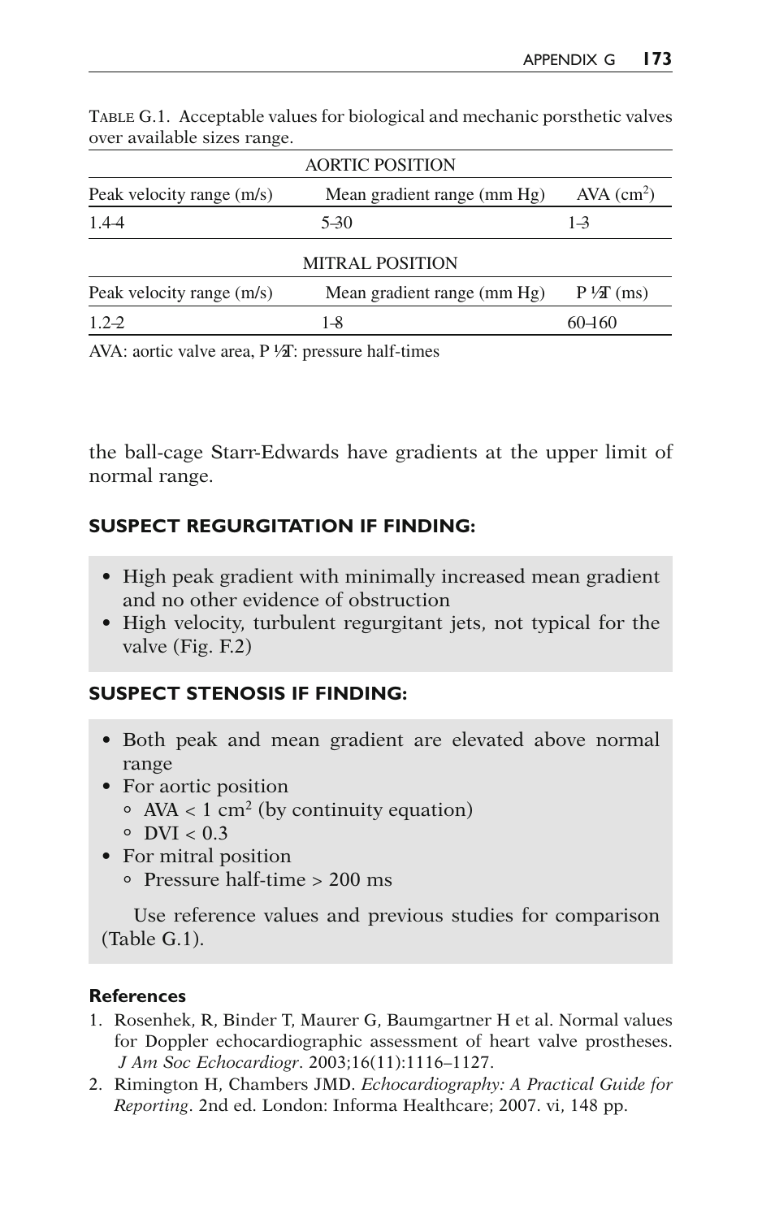TABLE G.1. Acceptable values for biological and mechanic porsthetic valves over available sizes range.

| AORTIC POSITION | | |
|---|---|---|
| Peak velocity range (m/s) | Mean gradient range (mm Hg) | AVA ($cm^2$) |
| 1.4-4 | 5-30 | 1-3 |
| **MITRAL POSITION** | | |
| Peak velocity range (m/s) | Mean gradient range (mm Hg) | P ½T (ms) |
| 1.2-2 | 1-8 | 60-160 |

AVA: aortic valve area, P ½T: pressure half-times

the ball-cage Starr-Edwards have gradients at the upper limit of normal range.

### SUSPECT REGURGITATION IF FINDING:

- High peak gradient with minimally increased mean gradient and no other evidence of obstruction
- High velocity, turbulent regurgitant jets, not typical for the valve (Fig. F.2)

### SUSPECT STENOSIS IF FINDING:

- Both peak and mean gradient are elevated above normal range
- For aortic position
  - AVA < 1 $cm^2$ (by continuity equation)
  - DVI < 0.3
- For mitral position
  - Pressure half-time > 200 ms

Use reference values and previous studies for comparison (Table G.1).

#### References

1. Rosenhek, R, Binder T, Maurer G, Baumgartner H et al. Normal values for Doppler echocardiographic assessment of heart valve prostheses. *J Am Soc Echocardiogr*. 2003;16(11):1116–1127.
2. Rimington H, Chambers JMD. *Echocardiography: A Practical Guide for Reporting*. 2nd ed. London: Informa Healthcare; 2007. vi, 148 pp.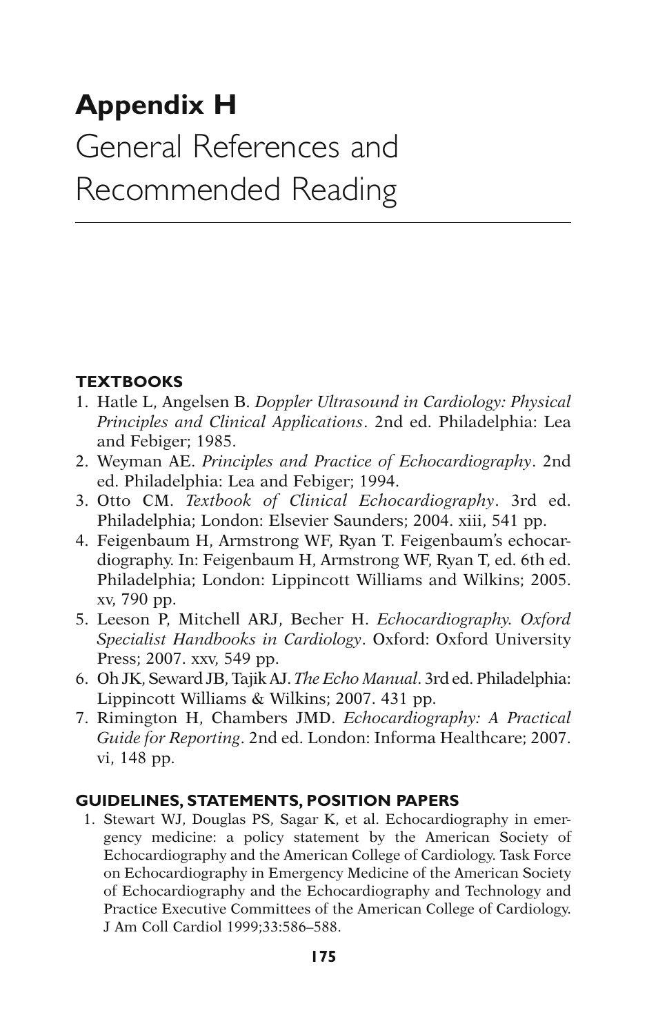# Appendix H

# General References and Recommended Reading

## TEXTBOOKS

1. Hatle L, Angelsen B. *Doppler Ultrasound in Cardiology: Physical Principles and Clinical Applications*. 2nd ed. Philadelphia: Lea and Febiger; 1985.
2. Weyman AE. *Principles and Practice of Echocardiography*. 2nd ed. Philadelphia: Lea and Febiger; 1994.
3. Otto CM. *Textbook of Clinical Echocardiography*. 3rd ed. Philadelphia; London: Elsevier Saunders; 2004. xiii, 541 pp.
4. Feigenbaum H, Armstrong WF, Ryan T. Feigenbaum's echocardiography. In: Feigenbaum H, Armstrong WF, Ryan T, ed. 6th ed. Philadelphia; London: Lippincott Williams and Wilkins; 2005. xv, 790 pp.
5. Leeson P, Mitchell ARJ, Becher H. *Echocardiography. Oxford Specialist Handbooks in Cardiology*. Oxford: Oxford University Press; 2007. xxv, 549 pp.
6. Oh JK, Seward JB, Tajik AJ. *The Echo Manual*. 3rd ed. Philadelphia: Lippincott Williams & Wilkins; 2007. 431 pp.
7. Rimington H, Chambers JMD. *Echocardiography: A Practical Guide for Reporting*. 2nd ed. London: Informa Healthcare; 2007. vi, 148 pp.

## GUIDELINES, STATEMENTS, POSITION PAPERS

1. Stewart WJ, Douglas PS, Sagar K, et al. Echocardiography in emergency medicine: a policy statement by the American Society of Echocardiography and the American College of Cardiology. Task Force on Echocardiography in Emergency Medicine of the American Society of Echocardiography and the Echocardiography and Technology and Practice Executive Committees of the American College of Cardiology. J Am Coll Cardiol 1999;33:586–588.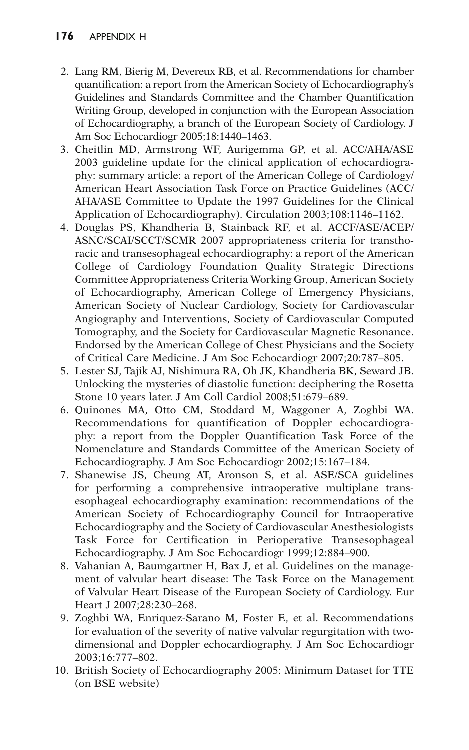2. Lang RM, Bierig M, Devereux RB, et al. Recommendations for chamber quantification: a report from the American Society of Echocardiography's Guidelines and Standards Committee and the Chamber Quantification Writing Group, developed in conjunction with the European Association of Echocardiography, a branch of the European Society of Cardiology. J Am Soc Echocardiogr 2005;18:1440–1463.
3. Cheitlin MD, Armstrong WF, Aurigemma GP, et al. ACC/AHA/ASE 2003 guideline update for the clinical application of echocardiography: summary article: a report of the American College of Cardiology/American Heart Association Task Force on Practice Guidelines (ACC/AHA/ASE Committee to Update the 1997 Guidelines for the Clinical Application of Echocardiography). Circulation 2003;108:1146–1162.
4. Douglas PS, Khandheria B, Stainback RF, et al. ACCF/ASE/ACEP/ASNC/SCAI/SCCT/SCMR 2007 appropriateness criteria for transthoracic and transesophageal echocardiography: a report of the American College of Cardiology Foundation Quality Strategic Directions Committee Appropriateness Criteria Working Group, American Society of Echocardiography, American College of Emergency Physicians, American Society of Nuclear Cardiology, Society for Cardiovascular Angiography and Interventions, Society of Cardiovascular Computed Tomography, and the Society for Cardiovascular Magnetic Resonance. Endorsed by the American College of Chest Physicians and the Society of Critical Care Medicine. J Am Soc Echocardiogr 2007;20:787–805.
5. Lester SJ, Tajik AJ, Nishimura RA, Oh JK, Khandheria BK, Seward JB. Unlocking the mysteries of diastolic function: deciphering the Rosetta Stone 10 years later. J Am Coll Cardiol 2008;51:679–689.
6. Quinones MA, Otto CM, Stoddard M, Waggoner A, Zoghbi WA. Recommendations for quantification of Doppler echocardiography: a report from the Doppler Quantification Task Force of the Nomenclature and Standards Committee of the American Society of Echocardiography. J Am Soc Echocardiogr 2002;15:167–184.
7. Shanewise JS, Cheung AT, Aronson S, et al. ASE/SCA guidelines for performing a comprehensive intraoperative multiplane transesophageal echocardiography examination: recommendations of the American Society of Echocardiography Council for Intraoperative Echocardiography and the Society of Cardiovascular Anesthesiologists Task Force for Certification in Perioperative Transesophageal Echocardiography. J Am Soc Echocardiogr 1999;12:884–900.
8. Vahanian A, Baumgartner H, Bax J, et al. Guidelines on the management of valvular heart disease: The Task Force on the Management of Valvular Heart Disease of the European Society of Cardiology. Eur Heart J 2007;28:230–268.
9. Zoghbi WA, Enriquez-Sarano M, Foster E, et al. Recommendations for evaluation of the severity of native valvular regurgitation with two-dimensional and Doppler echocardiography. J Am Soc Echocardiogr 2003;16:777–802.
10. British Society of Echocardiography 2005: Minimum Dataset for TTE (on BSE website)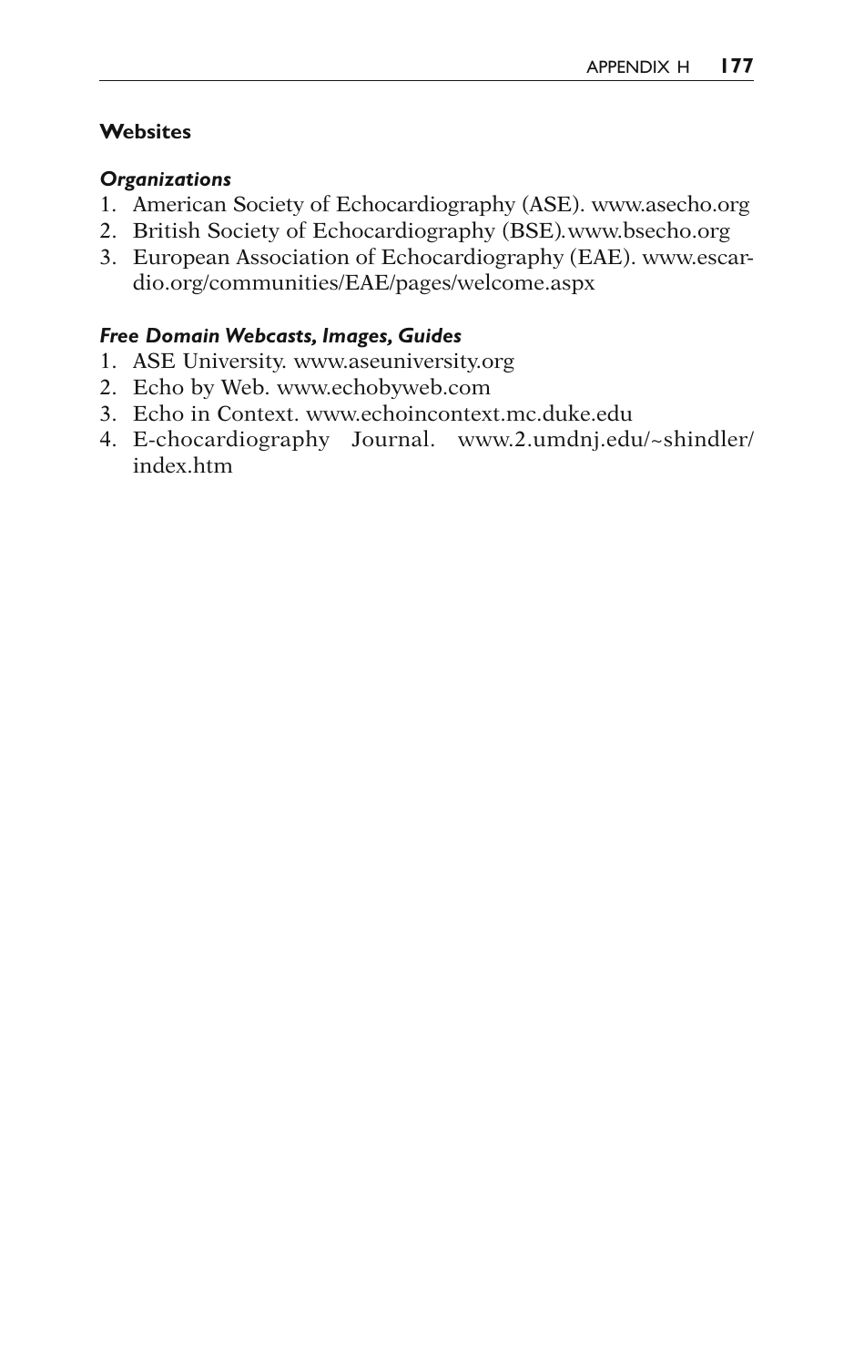## Websites

### *Organizations*

1. American Society of Echocardiography (ASE). www.asecho.org
2. British Society of Echocardiography (BSE).www.bsecho.org
3. European Association of Echocardiography (EAE). www.escardio.org/communities/EAE/pages/welcome.aspx

### *Free Domain Webcasts, Images, Guides*

1. ASE University. www.aseuniversity.org
2. Echo by Web. www.echobyweb.com
3. Echo in Context. www.echoincontext.mc.duke.edu
4. E-chocardiography Journal. www.2.umdnj.edu/~shindler/index.htm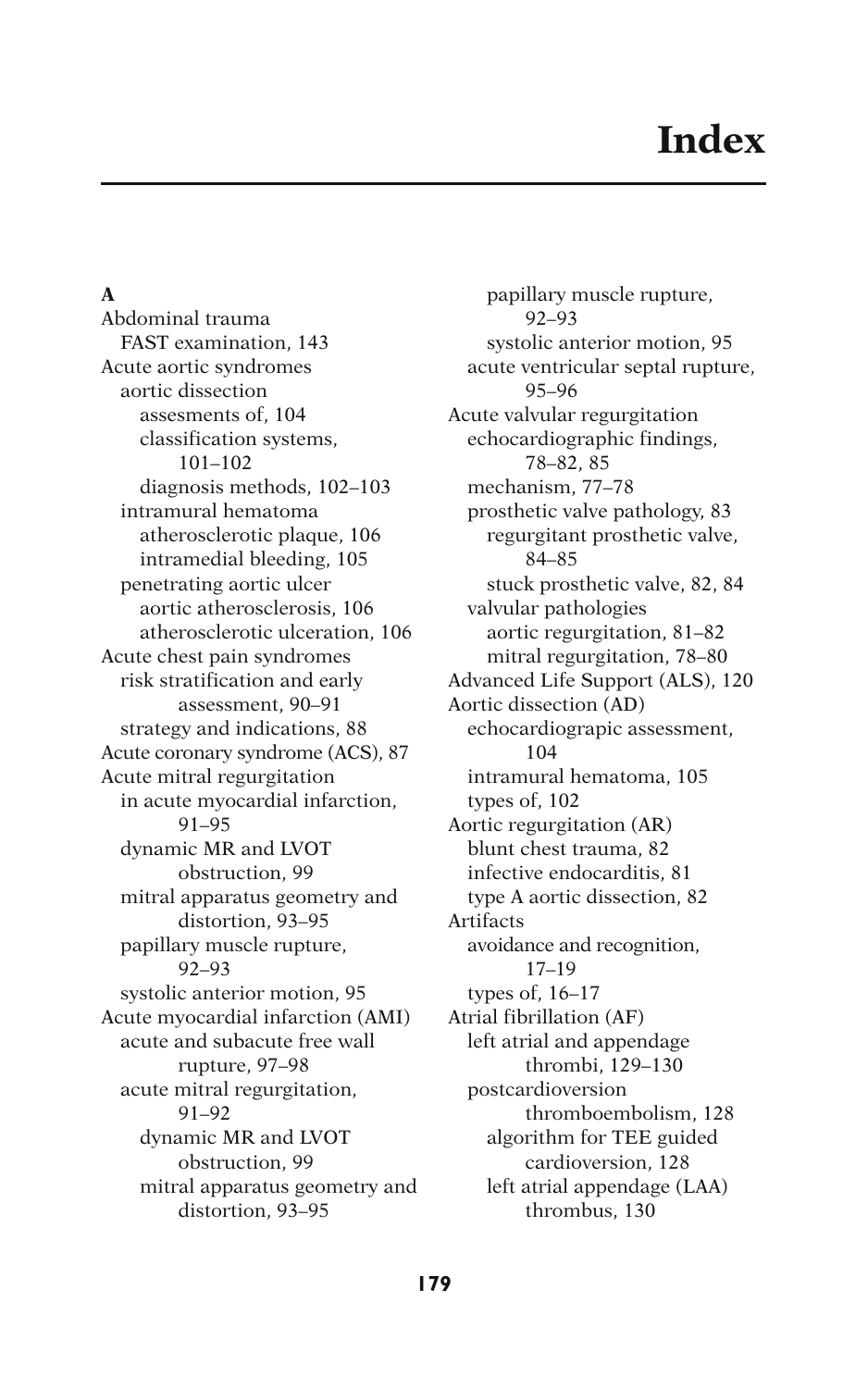# Index

**A**

Abdominal trauma
- FAST examination, 143

Acute aortic syndromes
- aortic dissection
  - assesments of, 104
  - classification systems, 101–102
  - diagnosis methods, 102–103
- intramural hematoma
  - atherosclerotic plaque, 106
  - intramedial bleeding, 105
- penetrating aortic ulcer
  - aortic atherosclerosis, 106
  - atherosclerotic ulceration, 106

Acute chest pain syndromes
- risk stratification and early assessment, 90–91
- strategy and indications, 88

Acute coronary syndrome (ACS), 87

Acute mitral regurgitation
- in acute myocardial infarction, 91–95
- dynamic MR and LVOT obstruction, 99
- mitral apparatus geometry and distortion, 93–95
- papillary muscle rupture, 92–93
- systolic anterior motion, 95

Acute myocardial infarction (AMI)
- acute and subacute free wall rupture, 97–98
- acute mitral regurgitation, 91–92
  - dynamic MR and LVOT obstruction, 99
  - mitral apparatus geometry and distortion, 93–95
  - papillary muscle rupture, 92–93
  - systolic anterior motion, 95
- acute ventricular septal rupture, 95–96

Acute valvular regurgitation
- echocardiographic findings, 78–82, 85
- mechanism, 77–78
- prosthetic valve pathology, 83
  - regurgitant prosthetic valve, 84–85
  - stuck prosthetic valve, 82, 84
- valvular pathologies
  - aortic regurgitation, 81–82
  - mitral regurgitation, 78–80

Advanced Life Support (ALS), 120

Aortic dissection (AD)
- echocardiograpic assessment, 104
- intramural hematoma, 105
- types of, 102

Aortic regurgitation (AR)
- blunt chest trauma, 82
- infective endocarditis, 81
- type A aortic dissection, 82

Artifacts
- avoidance and recognition, 17–19
- types of, 16–17

Atrial fibrillation (AF)
- left atrial and appendage thrombi, 129–130
- postcardioversion thromboembolism, 128
  - algorithm for TEE guided cardioversion, 128
  - left atrial appendage (LAA) thrombus, 130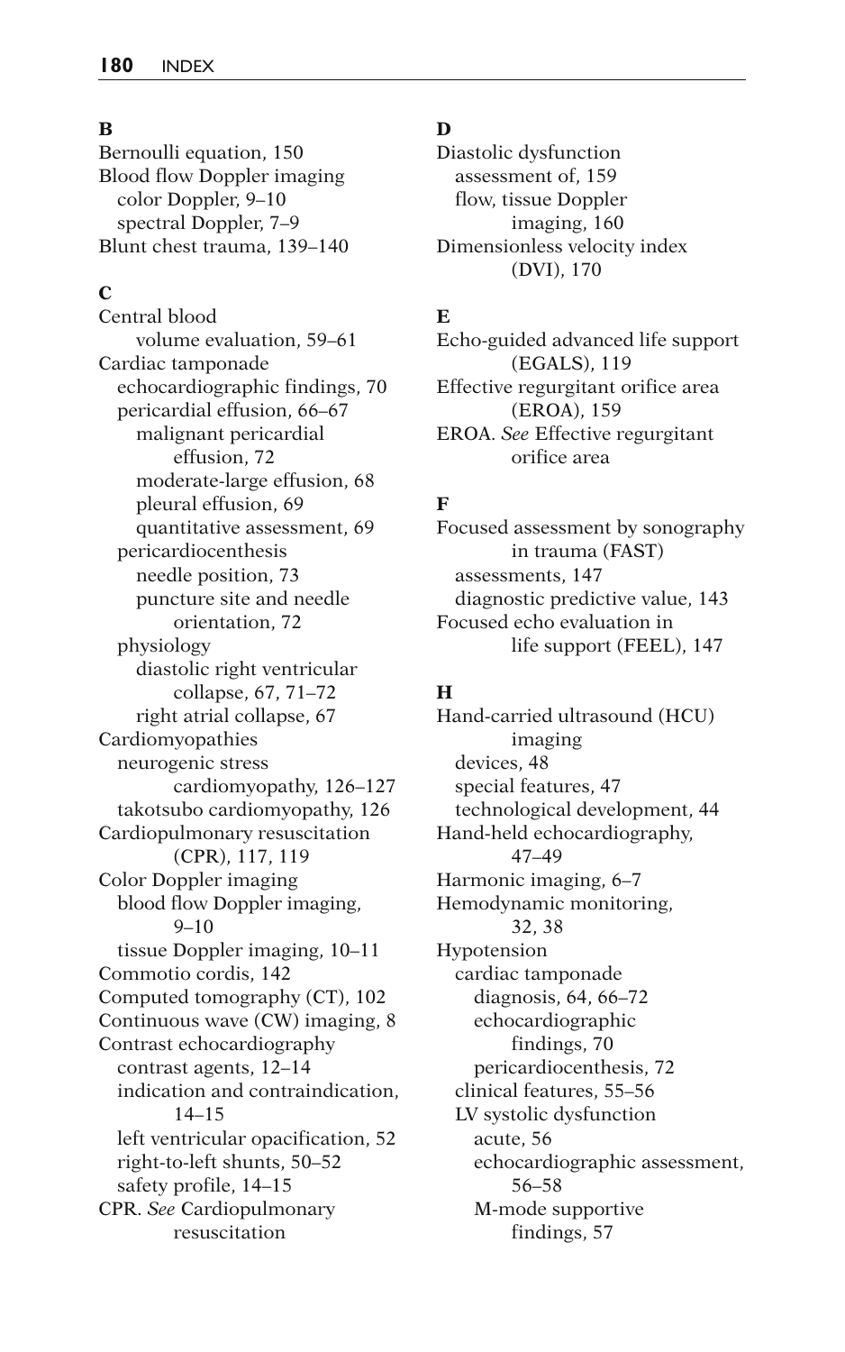**B**

Bernoulli equation, 150
Blood flow Doppler imaging
  color Doppler, 9–10
  spectral Doppler, 7–9
Blunt chest trauma, 139–140

**C**

Central blood
    volume evaluation, 59–61
Cardiac tamponade
  echocardiographic findings, 70
  pericardial effusion, 66–67
    malignant pericardial
        effusion, 72
    moderate-large effusion, 68
    pleural effusion, 69
    quantitative assessment, 69
  pericardiocenthesis
    needle position, 73
    puncture site and needle
        orientation, 72
  physiology
    diastolic right ventricular
        collapse, 67, 71–72
    right atrial collapse, 67
Cardiomyopathies
  neurogenic stress
      cardiomyopathy, 126–127
  takotsubo cardiomyopathy, 126
Cardiopulmonary resuscitation
    (CPR), 117, 119
Color Doppler imaging
  blood flow Doppler imaging,
      9–10
  tissue Doppler imaging, 10–11
Commotio cordis, 142
Computed tomography (CT), 102
Continuous wave (CW) imaging, 8
Contrast echocardiography
  contrast agents, 12–14
  indication and contraindication,
      14–15
  left ventricular opacification, 52
  right-to-left shunts, 50–52
  safety profile, 14–15
CPR. *See* Cardiopulmonary
    resuscitation

**D**

Diastolic dysfunction
  assessment of, 159
  flow, tissue Doppler
      imaging, 160
Dimensionless velocity index
    (DVI), 170

**E**

Echo-guided advanced life support
    (EGALS), 119
Effective regurgitant orifice area
    (EROA), 159
EROA. *See* Effective regurgitant
    orifice area

**F**

Focused assessment by sonography
    in trauma (FAST)
  assessments, 147
  diagnostic predictive value, 143
Focused echo evaluation in
    life support (FEEL), 147

**H**

Hand-carried ultrasound (HCU)
    imaging
  devices, 48
  special features, 47
  technological development, 44
Hand-held echocardiography,
    47–49
Harmonic imaging, 6–7
Hemodynamic monitoring,
    32, 38
Hypotension
  cardiac tamponade
    diagnosis, 64, 66–72
    echocardiographic
        findings, 70
    pericardiocenthesis, 72
  clinical features, 55–56
  LV systolic dysfunction
    acute, 56
    echocardiographic assessment,
        56–58
    M-mode supportive
        findings, 57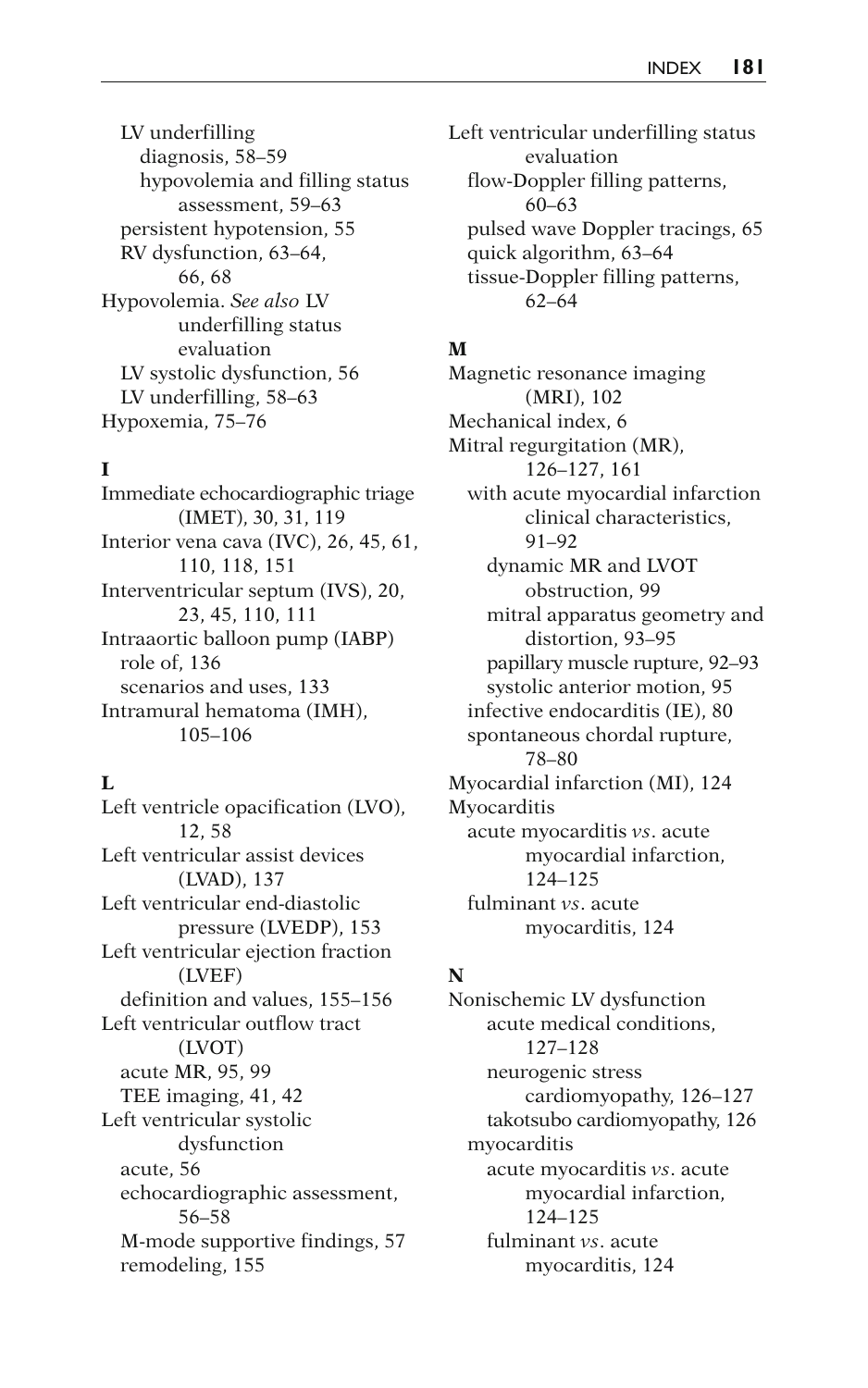LV underfilling
  diagnosis, 58–59
    hypovolemia and filling status assessment, 59–63
  persistent hypotension, 55
  RV dysfunction, 63–64, 66, 68

Hypovolemia. *See also* LV underfilling status evaluation
  LV systolic dysfunction, 56
  LV underfilling, 58–63

Hypoxemia, 75–76

**I**

Immediate echocardiographic triage (IMET), 30, 31, 119

Interior vena cava (IVC), 26, 45, 61, 110, 118, 151

Interventricular septum (IVS), 20, 23, 45, 110, 111

Intraaortic balloon pump (IABP)
  role of, 136
  scenarios and uses, 133

Intramural hematoma (IMH), 105–106

**L**

Left ventricle opacification (LVO), 12, 58

Left ventricular assist devices (LVAD), 137

Left ventricular end-diastolic pressure (LVEDP), 153

Left ventricular ejection fraction (LVEF)
  definition and values, 155–156

Left ventricular outflow tract (LVOT)
  acute MR, 95, 99
  TEE imaging, 41, 42

Left ventricular systolic dysfunction
  acute, 56
  echocardiographic assessment, 56–58
  M-mode supportive findings, 57
  remodeling, 155

Left ventricular underfilling status evaluation
  flow-Doppler filling patterns, 60–63
  pulsed wave Doppler tracings, 65
  quick algorithm, 63–64
  tissue-Doppler filling patterns, 62–64

**M**

Magnetic resonance imaging (MRI), 102

Mechanical index, 6

Mitral regurgitation (MR), 126–127, 161
  with acute myocardial infarction
    clinical characteristics, 91–92
    dynamic MR and LVOT obstruction, 99
    mitral apparatus geometry and distortion, 93–95
    papillary muscle rupture, 92–93
    systolic anterior motion, 95
  infective endocarditis (IE), 80
  spontaneous chordal rupture, 78–80

Myocardial infarction (MI), 124

Myocarditis
  acute myocarditis *vs*. acute myocardial infarction, 124–125
  fulminant *vs*. acute myocarditis, 124

**N**

Nonischemic LV dysfunction
    acute medical conditions, 127–128
    neurogenic stress cardiomyopathy, 126–127
    takotsubo cardiomyopathy, 126
  myocarditis
    acute myocarditis *vs*. acute myocardial infarction, 124–125
    fulminant *vs*. acute myocarditis, 124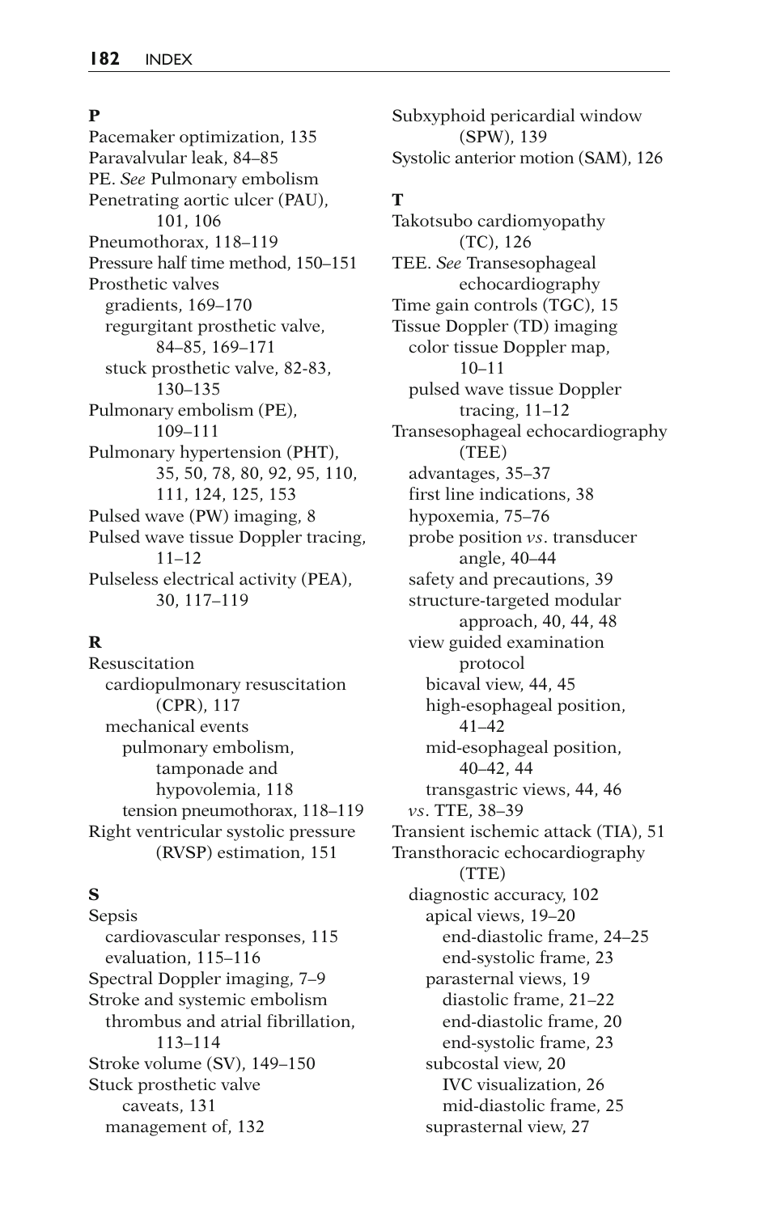## P

Pacemaker optimization, 135
Paravalvular leak, 84–85
PE. *See* Pulmonary embolism
Penetrating aortic ulcer (PAU), 101, 106
Pneumothorax, 118–119
Pressure half time method, 150–151
Prosthetic valves
- gradients, 169–170
- regurgitant prosthetic valve, 84–85, 169–171
- stuck prosthetic valve, 82-83, 130–135

Pulmonary embolism (PE), 109–111
Pulmonary hypertension (PHT), 35, 50, 78, 80, 92, 95, 110, 111, 124, 125, 153
Pulsed wave (PW) imaging, 8
Pulsed wave tissue Doppler tracing, 11–12
Pulseless electrical activity (PEA), 30, 117–119

## R

Resuscitation
- cardiopulmonary resuscitation (CPR), 117
- mechanical events
  - pulmonary embolism, tamponade and hypovolemia, 118
  - tension pneumothorax, 118–119

Right ventricular systolic pressure (RVSP) estimation, 151

## S

Sepsis
- cardiovascular responses, 115
- evaluation, 115–116

Spectral Doppler imaging, 7–9
Stroke and systemic embolism
- thrombus and atrial fibrillation, 113–114

Stroke volume (SV), 149–150
Stuck prosthetic valve
- caveats, 131
- management of, 132

Subxyphoid pericardial window (SPW), 139
Systolic anterior motion (SAM), 126

## T

Takotsubo cardiomyopathy (TC), 126
TEE. *See* Transesophageal echocardiography
Time gain controls (TGC), 15
Tissue Doppler (TD) imaging
- color tissue Doppler map, 10–11
- pulsed wave tissue Doppler tracing, 11–12

Transesophageal echocardiography (TEE)
- advantages, 35–37
- first line indications, 38
- hypoxemia, 75–76
- probe position *vs*. transducer angle, 40–44
- safety and precautions, 39
- structure-targeted modular approach, 40, 44, 48
- view guided examination protocol
  - bicaval view, 44, 45
  - high-esophageal position, 41–42
  - mid-esophageal position, 40–42, 44
  - transgastric views, 44, 46
- *vs*. TTE, 38–39

Transient ischemic attack (TIA), 51
Transthoracic echocardiography (TTE)
- diagnostic accuracy, 102
  - apical views, 19–20
    - end-diastolic frame, 24–25
    - end-systolic frame, 23
  - parasternal views, 19
    - diastolic frame, 21–22
    - end-diastolic frame, 20
    - end-systolic frame, 23
  - subcostal view, 20
    - IVC visualization, 26
    - mid-diastolic frame, 25
  - suprasternal view, 27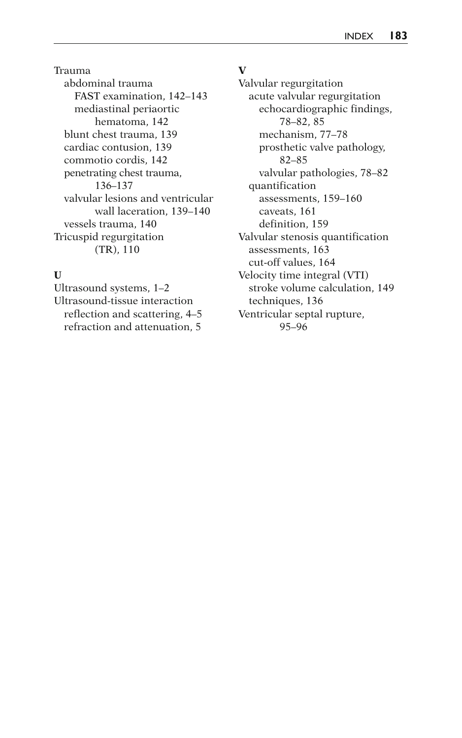Trauma
- abdominal trauma
  - FAST examination, 142–143
  - mediastinal periaortic hematoma, 142
- blunt chest trauma, 139
- cardiac contusion, 139
- commotio cordis, 142
- penetrating chest trauma, 136–137
- valvular lesions and ventricular wall laceration, 139–140
- vessels trauma, 140

Tricuspid regurgitation (TR), 110

**U**

Ultrasound systems, 1–2

Ultrasound-tissue interaction
- reflection and scattering, 4–5
- refraction and attenuation, 5

**V**

Valvular regurgitation
- acute valvular regurgitation
  - echocardiographic findings, 78–82, 85
  - mechanism, 77–78
  - prosthetic valve pathology, 82–85
  - valvular pathologies, 78–82
- quantification
  - assessments, 159–160
  - caveats, 161
  - definition, 159

Valvular stenosis quantification
- assessments, 163
- cut-off values, 164

Velocity time integral (VTI)
- stroke volume calculation, 149
- techniques, 136

Ventricular septal rupture, 95–96